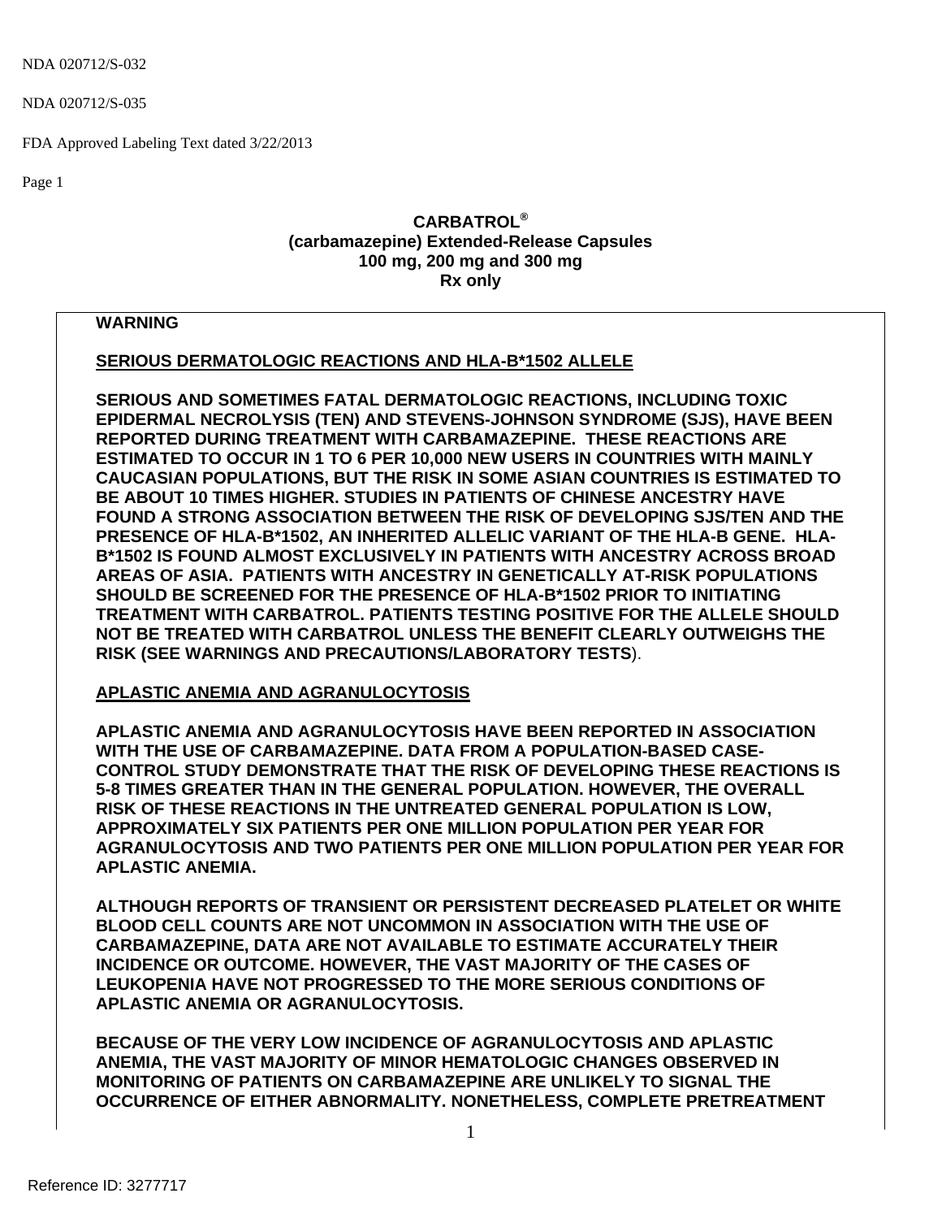NDA 020712/S-032

NDA 020712/S-035

FDA Approved Labeling Text dated 3/22/2013

# CARBATROL®
## (carbamazepine) Extended-Release Capsules
## 100 mg, 200 mg and 300 mg
## Rx only

**WARNING**

**SERIOUS DERMATOLOGIC REACTIONS AND HLA-B*1502 ALLELE**

**SERIOUS AND SOMETIMES FATAL DERMATOLOGIC REACTIONS, INCLUDING TOXIC EPIDERMAL NECROLYSIS (TEN) AND STEVENS-JOHNSON SYNDROME (SJS), HAVE BEEN REPORTED DURING TREATMENT WITH CARBAMAZEPINE. THESE REACTIONS ARE ESTIMATED TO OCCUR IN 1 TO 6 PER 10,000 NEW USERS IN COUNTRIES WITH MAINLY CAUCASIAN POPULATIONS, BUT THE RISK IN SOME ASIAN COUNTRIES IS ESTIMATED TO BE ABOUT 10 TIMES HIGHER. STUDIES IN PATIENTS OF CHINESE ANCESTRY HAVE FOUND A STRONG ASSOCIATION BETWEEN THE RISK OF DEVELOPING SJS/TEN AND THE PRESENCE OF HLA-B*1502, AN INHERITED ALLELIC VARIANT OF THE HLA-B GENE. HLA-B*1502 IS FOUND ALMOST EXCLUSIVELY IN PATIENTS WITH ANCESTRY ACROSS BROAD AREAS OF ASIA. PATIENTS WITH ANCESTRY IN GENETICALLY AT-RISK POPULATIONS SHOULD BE SCREENED FOR THE PRESENCE OF HLA-B*1502 PRIOR TO INITIATING TREATMENT WITH CARBATROL. PATIENTS TESTING POSITIVE FOR THE ALLELE SHOULD NOT BE TREATED WITH CARBATROL UNLESS THE BENEFIT CLEARLY OUTWEIGHS THE RISK (SEE WARNINGS AND PRECAUTIONS/LABORATORY TESTS**).

**APLASTIC ANEMIA AND AGRANULOCYTOSIS**

**APLASTIC ANEMIA AND AGRANULOCYTOSIS HAVE BEEN REPORTED IN ASSOCIATION WITH THE USE OF CARBAMAZEPINE. DATA FROM A POPULATION-BASED CASE-CONTROL STUDY DEMONSTRATE THAT THE RISK OF DEVELOPING THESE REACTIONS IS 5-8 TIMES GREATER THAN IN THE GENERAL POPULATION. HOWEVER, THE OVERALL RISK OF THESE REACTIONS IN THE UNTREATED GENERAL POPULATION IS LOW, APPROXIMATELY SIX PATIENTS PER ONE MILLION POPULATION PER YEAR FOR AGRANULOCYTOSIS AND TWO PATIENTS PER ONE MILLION POPULATION PER YEAR FOR APLASTIC ANEMIA.**

**ALTHOUGH REPORTS OF TRANSIENT OR PERSISTENT DECREASED PLATELET OR WHITE BLOOD CELL COUNTS ARE NOT UNCOMMON IN ASSOCIATION WITH THE USE OF CARBAMAZEPINE, DATA ARE NOT AVAILABLE TO ESTIMATE ACCURATELY THEIR INCIDENCE OR OUTCOME. HOWEVER, THE VAST MAJORITY OF THE CASES OF LEUKOPENIA HAVE NOT PROGRESSED TO THE MORE SERIOUS CONDITIONS OF APLASTIC ANEMIA OR AGRANULOCYTOSIS.**

**BECAUSE OF THE VERY LOW INCIDENCE OF AGRANULOCYTOSIS AND APLASTIC ANEMIA, THE VAST MAJORITY OF MINOR HEMATOLOGIC CHANGES OBSERVED IN MONITORING OF PATIENTS ON CARBAMAZEPINE ARE UNLIKELY TO SIGNAL THE OCCURRENCE OF EITHER ABNORMALITY. NONETHELESS, COMPLETE PRETREATMENT**

Reference ID: 3277717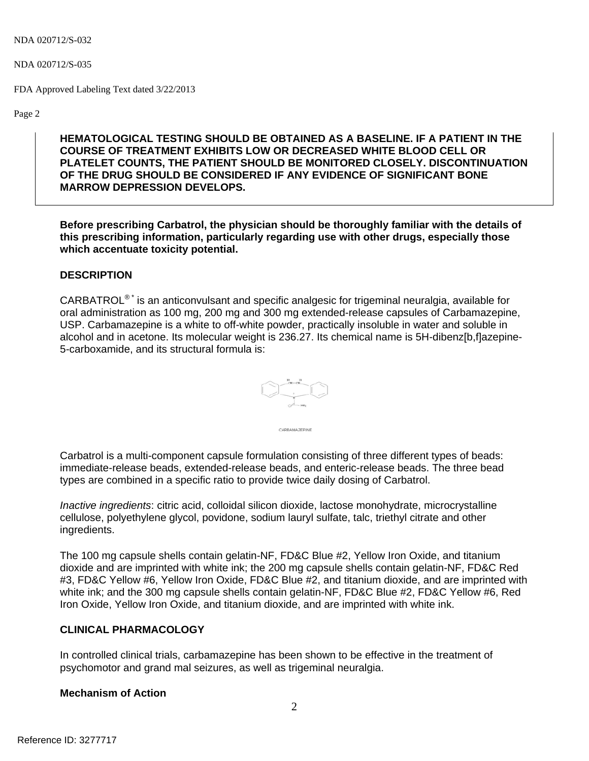**HEMATOLOGICAL TESTING SHOULD BE OBTAINED AS A BASELINE. IF A PATIENT IN THE COURSE OF TREATMENT EXHIBITS LOW OR DECREASED WHITE BLOOD CELL OR PLATELET COUNTS, THE PATIENT SHOULD BE MONITORED CLOSELY. DISCONTINUATION OF THE DRUG SHOULD BE CONSIDERED IF ANY EVIDENCE OF SIGNIFICANT BONE MARROW DEPRESSION DEVELOPS.**

**Before prescribing Carbatrol, the physician should be thoroughly familiar with the details of this prescribing information, particularly regarding use with other drugs, especially those which accentuate toxicity potential.**

## DESCRIPTION

CARBATROL®* is an anticonvulsant and specific analgesic for trigeminal neuralgia, available for oral administration as 100 mg, 200 mg and 300 mg extended-release capsules of Carbamazepine, USP. Carbamazepine is a white to off-white powder, practically insoluble in water and soluble in alcohol and in acetone. Its molecular weight is 236.27. Its chemical name is 5H-dibenz[b,f]azepine-5-carboxamide, and its structural formula is:

CARBAMAZEPINE

Carbatrol is a multi-component capsule formulation consisting of three different types of beads: immediate-release beads, extended-release beads, and enteric-release beads. The three bead types are combined in a specific ratio to provide twice daily dosing of Carbatrol.

*Inactive ingredients*: citric acid, colloidal silicon dioxide, lactose monohydrate, microcrystalline cellulose, polyethylene glycol, povidone, sodium lauryl sulfate, talc, triethyl citrate and other ingredients.

The 100 mg capsule shells contain gelatin-NF, FD&C Blue #2, Yellow Iron Oxide, and titanium dioxide and are imprinted with white ink; the 200 mg capsule shells contain gelatin-NF, FD&C Red #3, FD&C Yellow #6, Yellow Iron Oxide, FD&C Blue #2, and titanium dioxide, and are imprinted with white ink; and the 300 mg capsule shells contain gelatin-NF, FD&C Blue #2, FD&C Yellow #6, Red Iron Oxide, Yellow Iron Oxide, and titanium dioxide, and are imprinted with white ink.

## CLINICAL PHARMACOLOGY

In controlled clinical trials, carbamazepine has been shown to be effective in the treatment of psychomotor and grand mal seizures, as well as trigeminal neuralgia.

### Mechanism of Action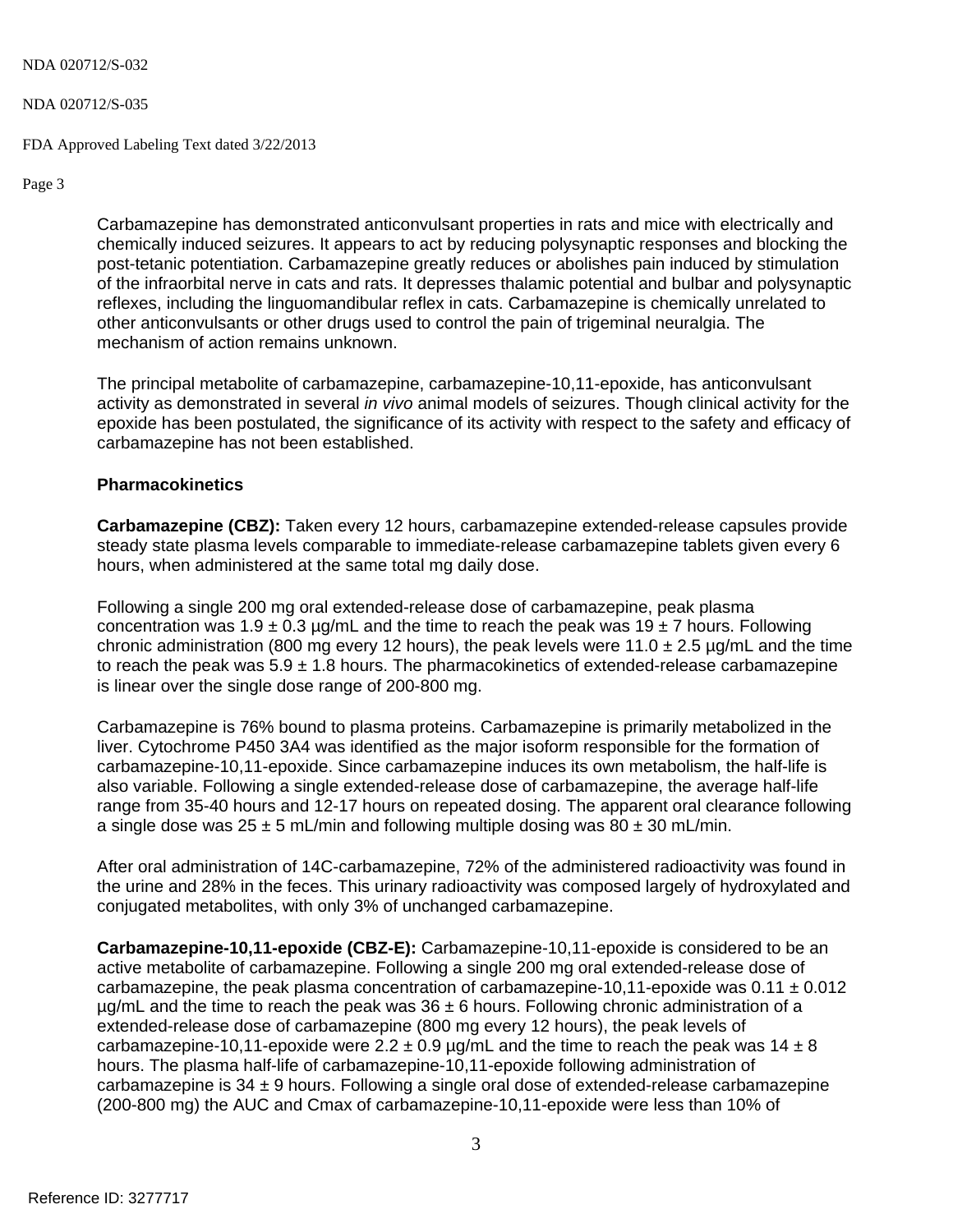Carbamazepine has demonstrated anticonvulsant properties in rats and mice with electrically and chemically induced seizures. It appears to act by reducing polysynaptic responses and blocking the post-tetanic potentiation. Carbamazepine greatly reduces or abolishes pain induced by stimulation of the infraorbital nerve in cats and rats. It depresses thalamic potential and bulbar and polysynaptic reflexes, including the linguomandibular reflex in cats. Carbamazepine is chemically unrelated to other anticonvulsants or other drugs used to control the pain of trigeminal neuralgia. The mechanism of action remains unknown.

The principal metabolite of carbamazepine, carbamazepine-10,11-epoxide, has anticonvulsant activity as demonstrated in several *in vivo* animal models of seizures. Though clinical activity for the epoxide has been postulated, the significance of its activity with respect to the safety and efficacy of carbamazepine has not been established.

**Pharmacokinetics**

**Carbamazepine (CBZ):** Taken every 12 hours, carbamazepine extended-release capsules provide steady state plasma levels comparable to immediate-release carbamazepine tablets given every 6 hours, when administered at the same total mg daily dose.

Following a single 200 mg oral extended-release dose of carbamazepine, peak plasma concentration was $1.9 \pm 0.3$ µg/mL and the time to reach the peak was $19 \pm 7$ hours. Following chronic administration (800 mg every 12 hours), the peak levels were $11.0 \pm 2.5$ µg/mL and the time to reach the peak was $5.9 \pm 1.8$ hours. The pharmacokinetics of extended-release carbamazepine is linear over the single dose range of 200-800 mg.

Carbamazepine is 76% bound to plasma proteins. Carbamazepine is primarily metabolized in the liver. Cytochrome P450 3A4 was identified as the major isoform responsible for the formation of carbamazepine-10,11-epoxide. Since carbamazepine induces its own metabolism, the half-life is also variable. Following a single extended-release dose of carbamazepine, the average half-life range from 35-40 hours and 12-17 hours on repeated dosing. The apparent oral clearance following a single dose was $25 \pm 5$ mL/min and following multiple dosing was $80 \pm 30$ mL/min.

After oral administration of 14C-carbamazepine, 72% of the administered radioactivity was found in the urine and 28% in the feces. This urinary radioactivity was composed largely of hydroxylated and conjugated metabolites, with only 3% of unchanged carbamazepine.

**Carbamazepine-10,11-epoxide (CBZ-E):** Carbamazepine-10,11-epoxide is considered to be an active metabolite of carbamazepine. Following a single 200 mg oral extended-release dose of carbamazepine, the peak plasma concentration of carbamazepine-10,11-epoxide was $0.11 \pm 0.012$ µg/mL and the time to reach the peak was $36 \pm 6$ hours. Following chronic administration of a extended-release dose of carbamazepine (800 mg every 12 hours), the peak levels of carbamazepine-10,11-epoxide were $2.2 \pm 0.9$ µg/mL and the time to reach the peak was $14 \pm 8$ hours. The plasma half-life of carbamazepine-10,11-epoxide following administration of carbamazepine is $34 \pm 9$ hours. Following a single oral dose of extended-release carbamazepine (200-800 mg) the AUC and Cmax of carbamazepine-10,11-epoxide were less than 10% of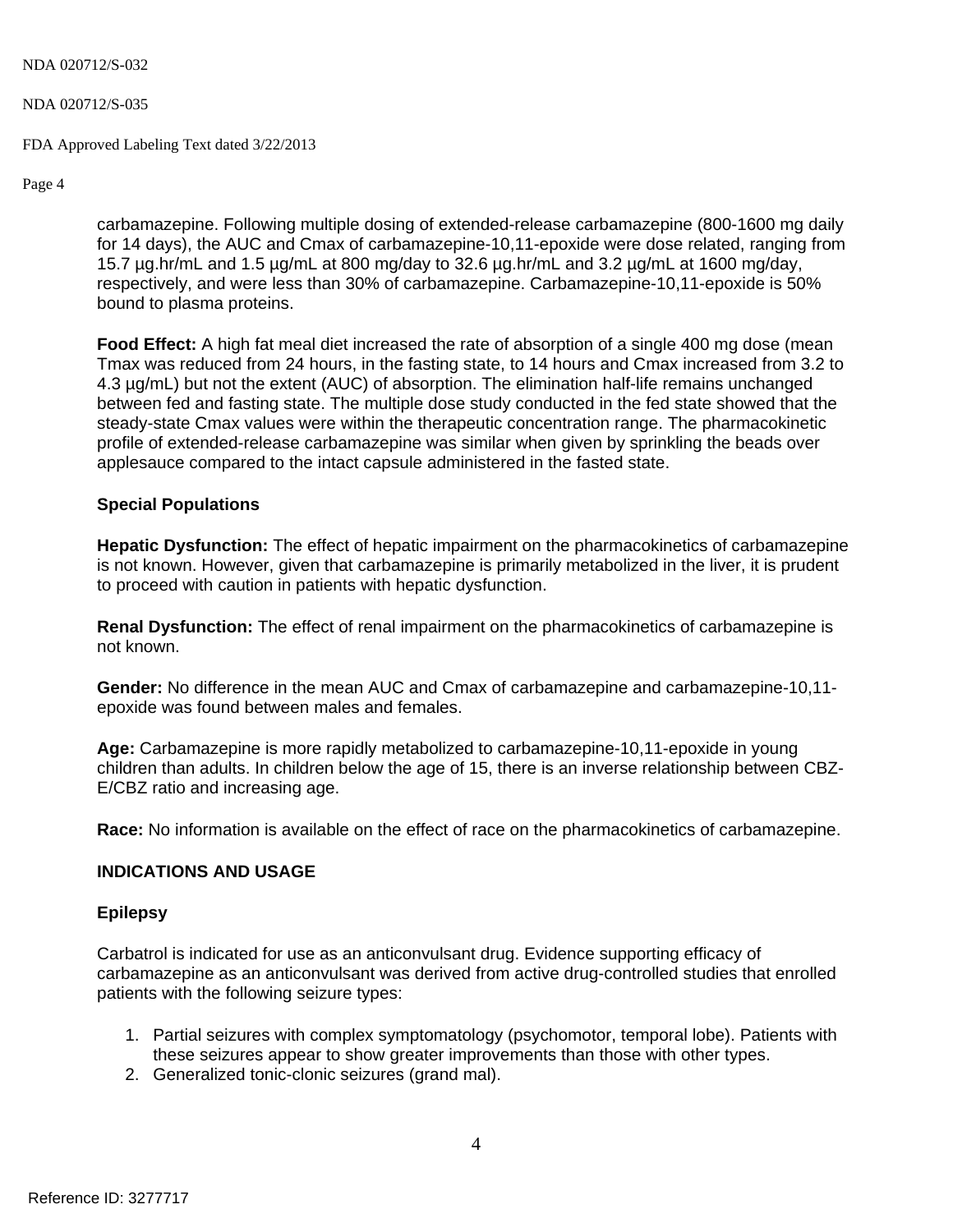carbamazepine. Following multiple dosing of extended-release carbamazepine (800-1600 mg daily for 14 days), the AUC and Cmax of carbamazepine-10,11-epoxide were dose related, ranging from 15.7 µg.hr/mL and 1.5 µg/mL at 800 mg/day to 32.6 µg.hr/mL and 3.2 µg/mL at 1600 mg/day, respectively, and were less than 30% of carbamazepine. Carbamazepine-10,11-epoxide is 50% bound to plasma proteins.

**Food Effect:** A high fat meal diet increased the rate of absorption of a single 400 mg dose (mean Tmax was reduced from 24 hours, in the fasting state, to 14 hours and Cmax increased from 3.2 to 4.3 µg/mL) but not the extent (AUC) of absorption. The elimination half-life remains unchanged between fed and fasting state. The multiple dose study conducted in the fed state showed that the steady-state Cmax values were within the therapeutic concentration range. The pharmacokinetic profile of extended-release carbamazepine was similar when given by sprinkling the beads over applesauce compared to the intact capsule administered in the fasted state.

### Special Populations

**Hepatic Dysfunction:** The effect of hepatic impairment on the pharmacokinetics of carbamazepine is not known. However, given that carbamazepine is primarily metabolized in the liver, it is prudent to proceed with caution in patients with hepatic dysfunction.

**Renal Dysfunction:** The effect of renal impairment on the pharmacokinetics of carbamazepine is not known.

**Gender:** No difference in the mean AUC and Cmax of carbamazepine and carbamazepine-10,11-epoxide was found between males and females.

**Age:** Carbamazepine is more rapidly metabolized to carbamazepine-10,11-epoxide in young children than adults. In children below the age of 15, there is an inverse relationship between CBZ-E/CBZ ratio and increasing age.

**Race:** No information is available on the effect of race on the pharmacokinetics of carbamazepine.

## INDICATIONS AND USAGE

### Epilepsy

Carbatrol is indicated for use as an anticonvulsant drug. Evidence supporting efficacy of carbamazepine as an anticonvulsant was derived from active drug-controlled studies that enrolled patients with the following seizure types:

1. Partial seizures with complex symptomatology (psychomotor, temporal lobe). Patients with these seizures appear to show greater improvements than those with other types.
2. Generalized tonic-clonic seizures (grand mal).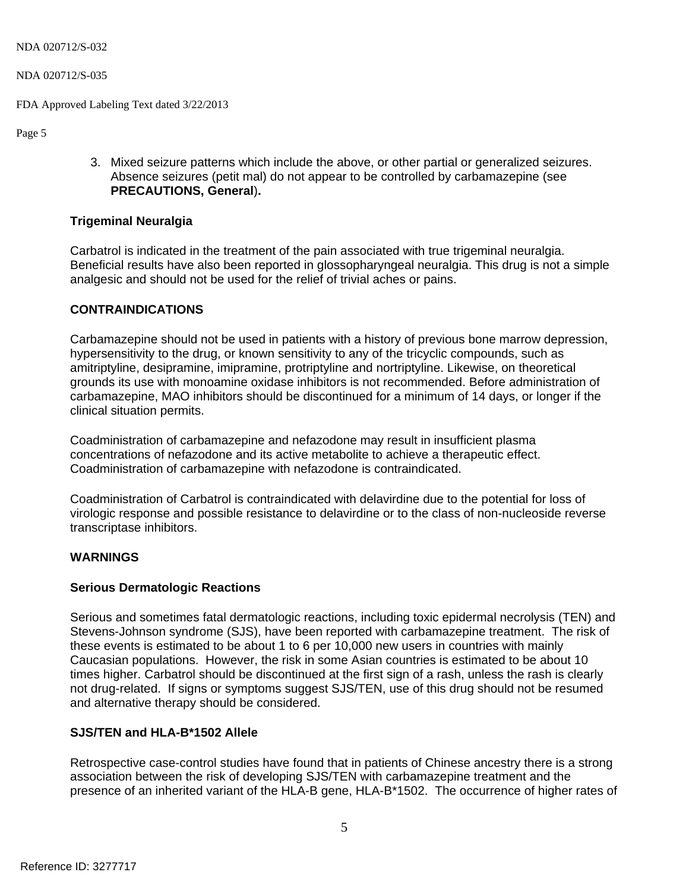3. Mixed seizure patterns which include the above, or other partial or generalized seizures. Absence seizures (petit mal) do not appear to be controlled by carbamazepine (see **PRECAUTIONS, General**).

**Trigeminal Neuralgia**

Carbatrol is indicated in the treatment of the pain associated with true trigeminal neuralgia. Beneficial results have also been reported in glossopharyngeal neuralgia. This drug is not a simple analgesic and should not be used for the relief of trivial aches or pains.

## CONTRAINDICATIONS

Carbamazepine should not be used in patients with a history of previous bone marrow depression, hypersensitivity to the drug, or known sensitivity to any of the tricyclic compounds, such as amitriptyline, desipramine, imipramine, protriptyline and nortriptyline. Likewise, on theoretical grounds its use with monoamine oxidase inhibitors is not recommended. Before administration of carbamazepine, MAO inhibitors should be discontinued for a minimum of 14 days, or longer if the clinical situation permits.

Coadministration of carbamazepine and nefazodone may result in insufficient plasma concentrations of nefazodone and its active metabolite to achieve a therapeutic effect. Coadministration of carbamazepine with nefazodone is contraindicated.

Coadministration of Carbatrol is contraindicated with delavirdine due to the potential for loss of virologic response and possible resistance to delavirdine or to the class of non-nucleoside reverse transcriptase inhibitors.

## WARNINGS

**Serious Dermatologic Reactions**

Serious and sometimes fatal dermatologic reactions, including toxic epidermal necrolysis (TEN) and Stevens-Johnson syndrome (SJS), have been reported with carbamazepine treatment. The risk of these events is estimated to be about 1 to 6 per 10,000 new users in countries with mainly Caucasian populations. However, the risk in some Asian countries is estimated to be about 10 times higher. Carbatrol should be discontinued at the first sign of a rash, unless the rash is clearly not drug-related. If signs or symptoms suggest SJS/TEN, use of this drug should not be resumed and alternative therapy should be considered.

**SJS/TEN and HLA-B*1502 Allele**

Retrospective case-control studies have found that in patients of Chinese ancestry there is a strong association between the risk of developing SJS/TEN with carbamazepine treatment and the presence of an inherited variant of the HLA-B gene, HLA-B*1502. The occurrence of higher rates of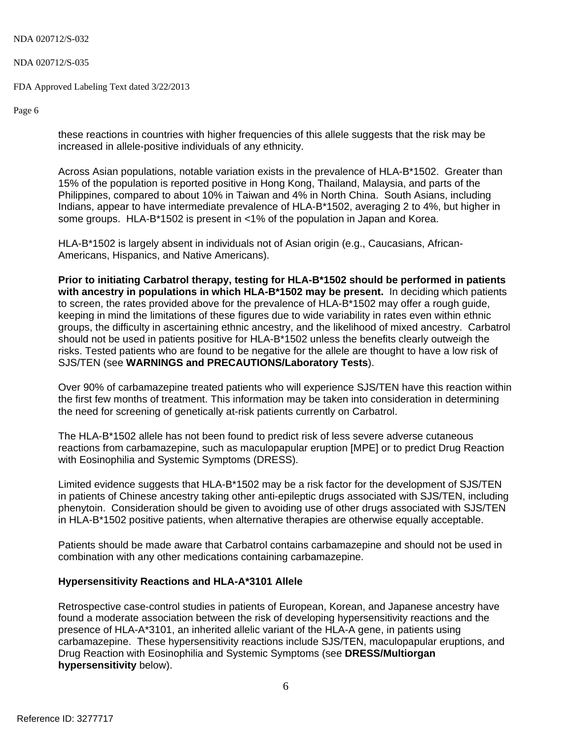these reactions in countries with higher frequencies of this allele suggests that the risk may be increased in allele-positive individuals of any ethnicity.

Across Asian populations, notable variation exists in the prevalence of HLA-B*1502. Greater than 15% of the population is reported positive in Hong Kong, Thailand, Malaysia, and parts of the Philippines, compared to about 10% in Taiwan and 4% in North China. South Asians, including Indians, appear to have intermediate prevalence of HLA-B*1502, averaging 2 to 4%, but higher in some groups. HLA-B*1502 is present in <1% of the population in Japan and Korea.

HLA-B*1502 is largely absent in individuals not of Asian origin (e.g., Caucasians, African-Americans, Hispanics, and Native Americans).

**Prior to initiating Carbatrol therapy, testing for HLA-B*1502 should be performed in patients with ancestry in populations in which HLA-B*1502 may be present.** In deciding which patients to screen, the rates provided above for the prevalence of HLA-B*1502 may offer a rough guide, keeping in mind the limitations of these figures due to wide variability in rates even within ethnic groups, the difficulty in ascertaining ethnic ancestry, and the likelihood of mixed ancestry. Carbatrol should not be used in patients positive for HLA-B*1502 unless the benefits clearly outweigh the risks. Tested patients who are found to be negative for the allele are thought to have a low risk of SJS/TEN (see **WARNINGS and PRECAUTIONS/Laboratory Tests**).

Over 90% of carbamazepine treated patients who will experience SJS/TEN have this reaction within the first few months of treatment. This information may be taken into consideration in determining the need for screening of genetically at-risk patients currently on Carbatrol.

The HLA-B*1502 allele has not been found to predict risk of less severe adverse cutaneous reactions from carbamazepine, such as maculopapular eruption [MPE] or to predict Drug Reaction with Eosinophilia and Systemic Symptoms (DRESS).

Limited evidence suggests that HLA-B*1502 may be a risk factor for the development of SJS/TEN in patients of Chinese ancestry taking other anti-epileptic drugs associated with SJS/TEN, including phenytoin. Consideration should be given to avoiding use of other drugs associated with SJS/TEN in HLA-B*1502 positive patients, when alternative therapies are otherwise equally acceptable.

Patients should be made aware that Carbatrol contains carbamazepine and should not be used in combination with any other medications containing carbamazepine.

**Hypersensitivity Reactions and HLA-A*3101 Allele**

Retrospective case-control studies in patients of European, Korean, and Japanese ancestry have found a moderate association between the risk of developing hypersensitivity reactions and the presence of HLA-A*3101, an inherited allelic variant of the HLA-A gene, in patients using carbamazepine. These hypersensitivity reactions include SJS/TEN, maculopapular eruptions, and Drug Reaction with Eosinophilia and Systemic Symptoms (see **DRESS/Multiorgan hypersensitivity** below).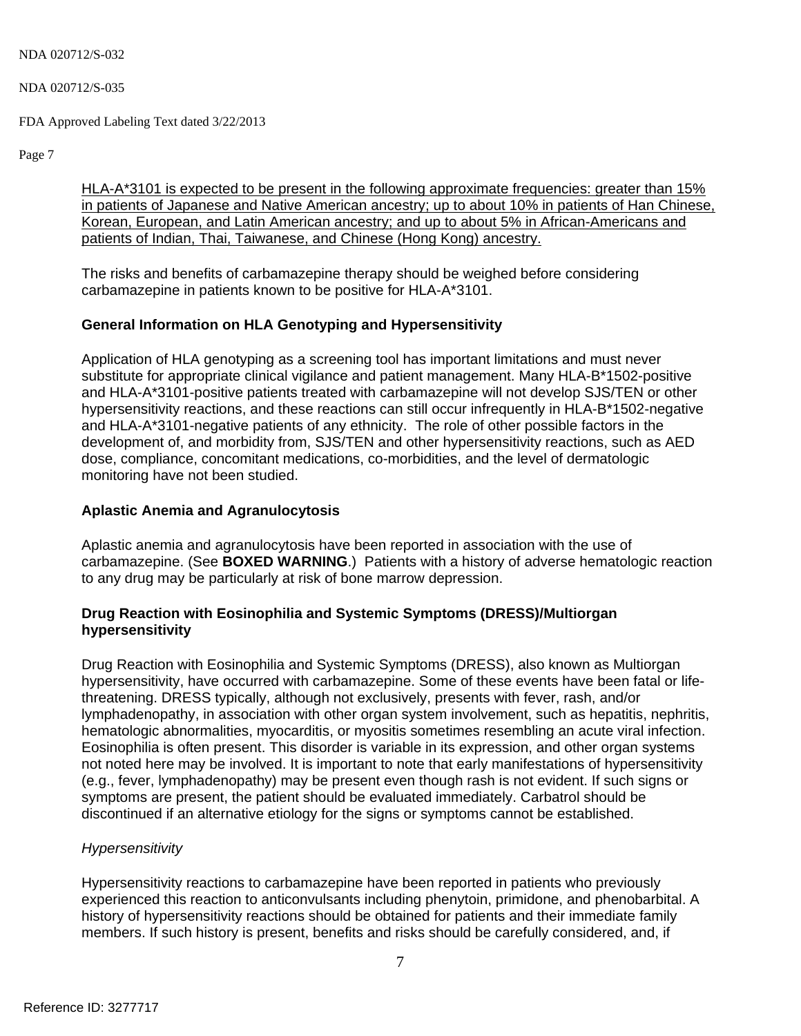HLA-A*3101 is expected to be present in the following approximate frequencies: greater than 15% in patients of Japanese and Native American ancestry; up to about 10% in patients of Han Chinese, Korean, European, and Latin American ancestry; and up to about 5% in African-Americans and patients of Indian, Thai, Taiwanese, and Chinese (Hong Kong) ancestry.

The risks and benefits of carbamazepine therapy should be weighed before considering carbamazepine in patients known to be positive for HLA-A*3101.

**General Information on HLA Genotyping and Hypersensitivity**

Application of HLA genotyping as a screening tool has important limitations and must never substitute for appropriate clinical vigilance and patient management. Many HLA-B*1502-positive and HLA-A*3101-positive patients treated with carbamazepine will not develop SJS/TEN or other hypersensitivity reactions, and these reactions can still occur infrequently in HLA-B*1502-negative and HLA-A*3101-negative patients of any ethnicity. The role of other possible factors in the development of, and morbidity from, SJS/TEN and other hypersensitivity reactions, such as AED dose, compliance, concomitant medications, co-morbidities, and the level of dermatologic monitoring have not been studied.

**Aplastic Anemia and Agranulocytosis**

Aplastic anemia and agranulocytosis have been reported in association with the use of carbamazepine. (See **BOXED WARNING**.) Patients with a history of adverse hematologic reaction to any drug may be particularly at risk of bone marrow depression.

**Drug Reaction with Eosinophilia and Systemic Symptoms (DRESS)/Multiorgan hypersensitivity**

Drug Reaction with Eosinophilia and Systemic Symptoms (DRESS), also known as Multiorgan hypersensitivity, have occurred with carbamazepine. Some of these events have been fatal or life-threatening. DRESS typically, although not exclusively, presents with fever, rash, and/or lymphadenopathy, in association with other organ system involvement, such as hepatitis, nephritis, hematologic abnormalities, myocarditis, or myositis sometimes resembling an acute viral infection. Eosinophilia is often present. This disorder is variable in its expression, and other organ systems not noted here may be involved. It is important to note that early manifestations of hypersensitivity (e.g., fever, lymphadenopathy) may be present even though rash is not evident. If such signs or symptoms are present, the patient should be evaluated immediately. Carbatrol should be discontinued if an alternative etiology for the signs or symptoms cannot be established.

*Hypersensitivity*

Hypersensitivity reactions to carbamazepine have been reported in patients who previously experienced this reaction to anticonvulsants including phenytoin, primidone, and phenobarbital. A history of hypersensitivity reactions should be obtained for patients and their immediate family members. If such history is present, benefits and risks should be carefully considered, and, if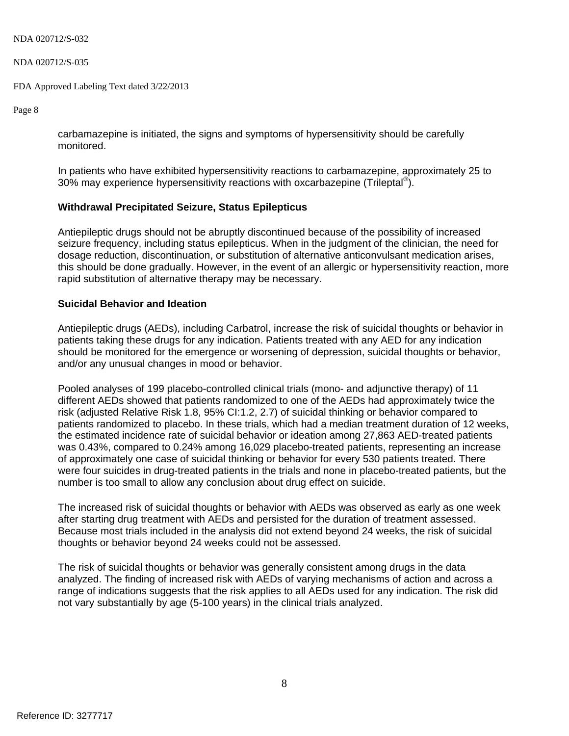carbamazepine is initiated, the signs and symptoms of hypersensitivity should be carefully monitored.

In patients who have exhibited hypersensitivity reactions to carbamazepine, approximately 25 to 30% may experience hypersensitivity reactions with oxcarbazepine (Trileptal®).

**Withdrawal Precipitated Seizure, Status Epilepticus**

Antiepileptic drugs should not be abruptly discontinued because of the possibility of increased seizure frequency, including status epilepticus. When in the judgment of the clinician, the need for dosage reduction, discontinuation, or substitution of alternative anticonvulsant medication arises, this should be done gradually. However, in the event of an allergic or hypersensitivity reaction, more rapid substitution of alternative therapy may be necessary.

**Suicidal Behavior and Ideation**

Antiepileptic drugs (AEDs), including Carbatrol, increase the risk of suicidal thoughts or behavior in patients taking these drugs for any indication. Patients treated with any AED for any indication should be monitored for the emergence or worsening of depression, suicidal thoughts or behavior, and/or any unusual changes in mood or behavior.

Pooled analyses of 199 placebo-controlled clinical trials (mono- and adjunctive therapy) of 11 different AEDs showed that patients randomized to one of the AEDs had approximately twice the risk (adjusted Relative Risk 1.8, 95% CI:1.2, 2.7) of suicidal thinking or behavior compared to patients randomized to placebo. In these trials, which had a median treatment duration of 12 weeks, the estimated incidence rate of suicidal behavior or ideation among 27,863 AED-treated patients was 0.43%, compared to 0.24% among 16,029 placebo-treated patients, representing an increase of approximately one case of suicidal thinking or behavior for every 530 patients treated. There were four suicides in drug-treated patients in the trials and none in placebo-treated patients, but the number is too small to allow any conclusion about drug effect on suicide.

The increased risk of suicidal thoughts or behavior with AEDs was observed as early as one week after starting drug treatment with AEDs and persisted for the duration of treatment assessed. Because most trials included in the analysis did not extend beyond 24 weeks, the risk of suicidal thoughts or behavior beyond 24 weeks could not be assessed.

The risk of suicidal thoughts or behavior was generally consistent among drugs in the data analyzed. The finding of increased risk with AEDs of varying mechanisms of action and across a range of indications suggests that the risk applies to all AEDs used for any indication. The risk did not vary substantially by age (5-100 years) in the clinical trials analyzed.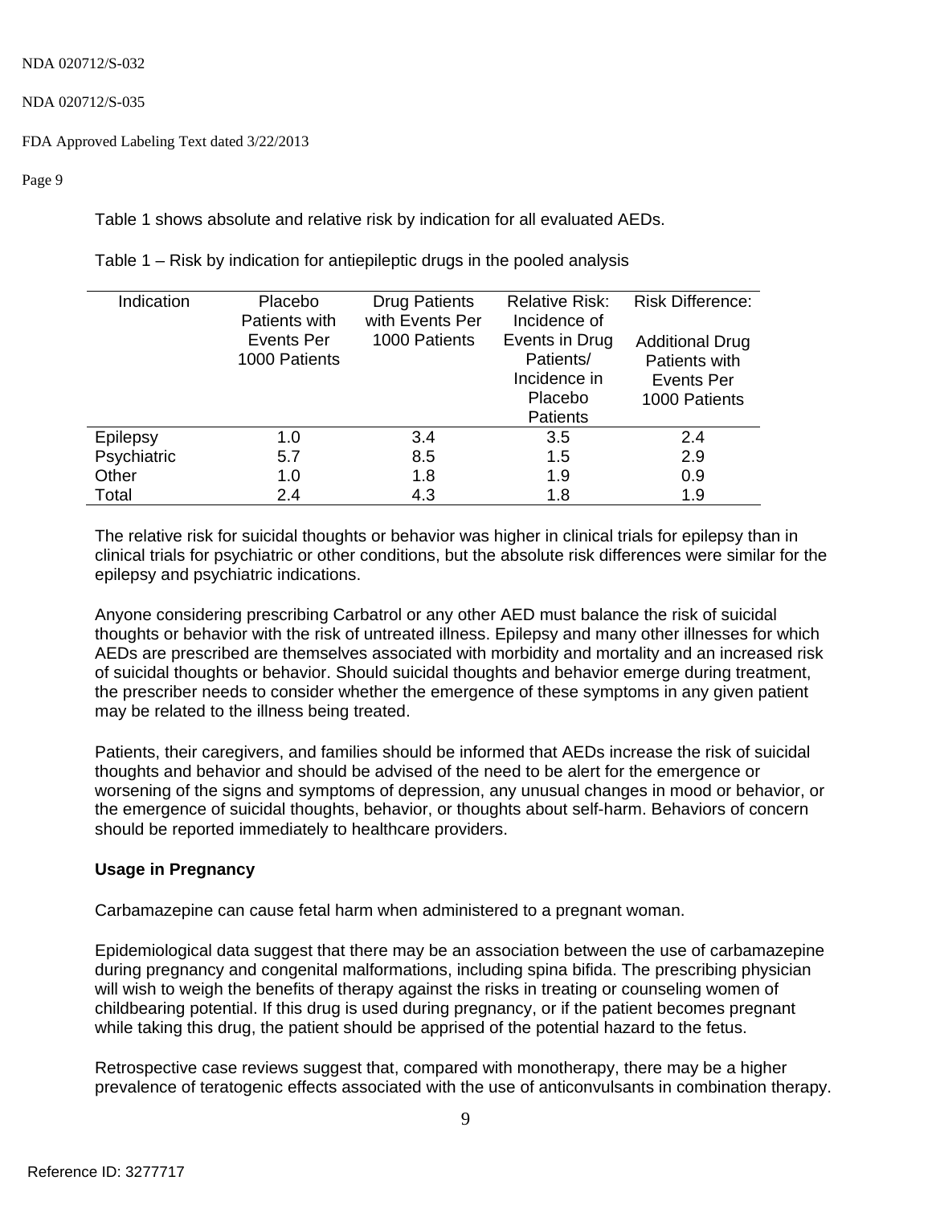Table 1 shows absolute and relative risk by indication for all evaluated AEDs.

Table 1 – Risk by indication for antiepileptic drugs in the pooled analysis

| Indication | Placebo Patients with Events Per 1000 Patients | Drug Patients with Events Per 1000 Patients | Relative Risk: Incidence of Events in Drug Patients/ Incidence in Placebo Patients | Risk Difference: Additional Drug Patients with Events Per 1000 Patients |
|---|---|---|---|---|
| Epilepsy | 1.0 | 3.4 | 3.5 | 2.4 |
| Psychiatric | 5.7 | 8.5 | 1.5 | 2.9 |
| Other | 1.0 | 1.8 | 1.9 | 0.9 |
| Total | 2.4 | 4.3 | 1.8 | 1.9 |

The relative risk for suicidal thoughts or behavior was higher in clinical trials for epilepsy than in clinical trials for psychiatric or other conditions, but the absolute risk differences were similar for the epilepsy and psychiatric indications.

Anyone considering prescribing Carbatrol or any other AED must balance the risk of suicidal thoughts or behavior with the risk of untreated illness. Epilepsy and many other illnesses for which AEDs are prescribed are themselves associated with morbidity and mortality and an increased risk of suicidal thoughts or behavior. Should suicidal thoughts and behavior emerge during treatment, the prescriber needs to consider whether the emergence of these symptoms in any given patient may be related to the illness being treated.

Patients, their caregivers, and families should be informed that AEDs increase the risk of suicidal thoughts and behavior and should be advised of the need to be alert for the emergence or worsening of the signs and symptoms of depression, any unusual changes in mood or behavior, or the emergence of suicidal thoughts, behavior, or thoughts about self-harm. Behaviors of concern should be reported immediately to healthcare providers.

**Usage in Pregnancy**

Carbamazepine can cause fetal harm when administered to a pregnant woman.

Epidemiological data suggest that there may be an association between the use of carbamazepine during pregnancy and congenital malformations, including spina bifida. The prescribing physician will wish to weigh the benefits of therapy against the risks in treating or counseling women of childbearing potential. If this drug is used during pregnancy, or if the patient becomes pregnant while taking this drug, the patient should be apprised of the potential hazard to the fetus.

Retrospective case reviews suggest that, compared with monotherapy, there may be a higher prevalence of teratogenic effects associated with the use of anticonvulsants in combination therapy.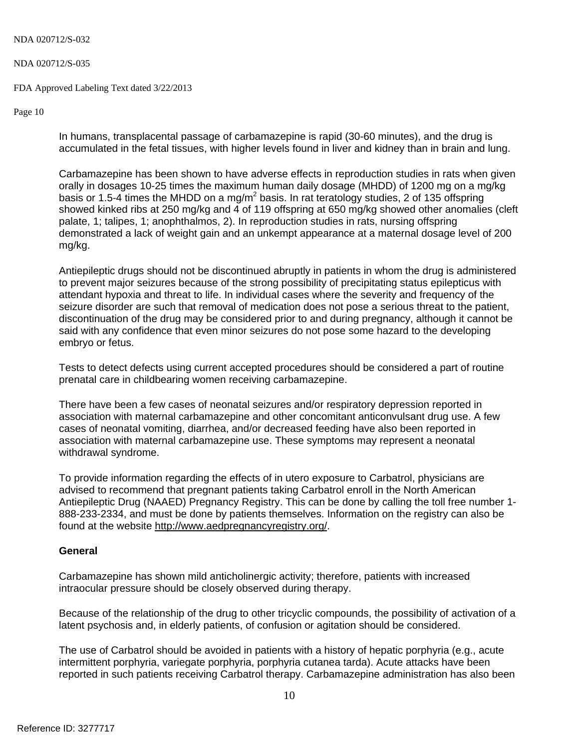In humans, transplacental passage of carbamazepine is rapid (30-60 minutes), and the drug is accumulated in the fetal tissues, with higher levels found in liver and kidney than in brain and lung.

Carbamazepine has been shown to have adverse effects in reproduction studies in rats when given orally in dosages 10-25 times the maximum human daily dosage (MHDD) of 1200 mg on a mg/kg basis or 1.5-4 times the MHDD on a mg/m$^2$ basis. In rat teratology studies, 2 of 135 offspring showed kinked ribs at 250 mg/kg and 4 of 119 offspring at 650 mg/kg showed other anomalies (cleft palate, 1; talipes, 1; anophthalmos, 2). In reproduction studies in rats, nursing offspring demonstrated a lack of weight gain and an unkempt appearance at a maternal dosage level of 200 mg/kg.

Antiepileptic drugs should not be discontinued abruptly in patients in whom the drug is administered to prevent major seizures because of the strong possibility of precipitating status epilepticus with attendant hypoxia and threat to life. In individual cases where the severity and frequency of the seizure disorder are such that removal of medication does not pose a serious threat to the patient, discontinuation of the drug may be considered prior to and during pregnancy, although it cannot be said with any confidence that even minor seizures do not pose some hazard to the developing embryo or fetus.

Tests to detect defects using current accepted procedures should be considered a part of routine prenatal care in childbearing women receiving carbamazepine.

There have been a few cases of neonatal seizures and/or respiratory depression reported in association with maternal carbamazepine and other concomitant anticonvulsant drug use. A few cases of neonatal vomiting, diarrhea, and/or decreased feeding have also been reported in association with maternal carbamazepine use. These symptoms may represent a neonatal withdrawal syndrome.

To provide information regarding the effects of in utero exposure to Carbatrol, physicians are advised to recommend that pregnant patients taking Carbatrol enroll in the North American Antiepileptic Drug (NAAED) Pregnancy Registry. This can be done by calling the toll free number 1-888-233-2334, and must be done by patients themselves. Information on the registry can also be found at the website http://www.aedpregnancyregistry.org/.

**General**

Carbamazepine has shown mild anticholinergic activity; therefore, patients with increased intraocular pressure should be closely observed during therapy.

Because of the relationship of the drug to other tricyclic compounds, the possibility of activation of a latent psychosis and, in elderly patients, of confusion or agitation should be considered.

The use of Carbatrol should be avoided in patients with a history of hepatic porphyria (e.g., acute intermittent porphyria, variegate porphyria, porphyria cutanea tarda). Acute attacks have been reported in such patients receiving Carbatrol therapy. Carbamazepine administration has also been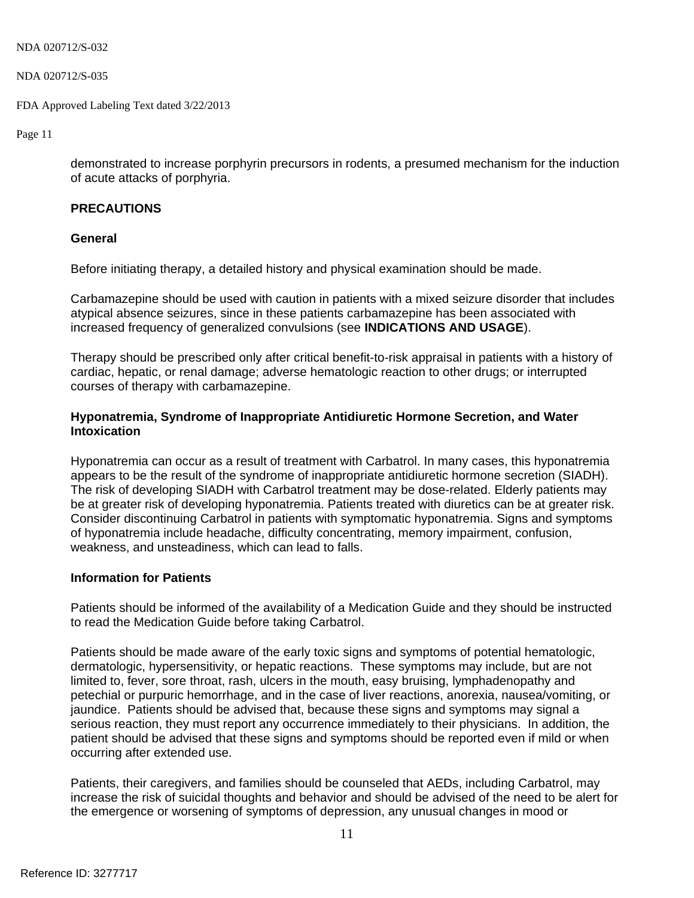demonstrated to increase porphyrin precursors in rodents, a presumed mechanism for the induction of acute attacks of porphyria.

## PRECAUTIONS

### General

Before initiating therapy, a detailed history and physical examination should be made.

Carbamazepine should be used with caution in patients with a mixed seizure disorder that includes atypical absence seizures, since in these patients carbamazepine has been associated with increased frequency of generalized convulsions (see **INDICATIONS AND USAGE**).

Therapy should be prescribed only after critical benefit-to-risk appraisal in patients with a history of cardiac, hepatic, or renal damage; adverse hematologic reaction to other drugs; or interrupted courses of therapy with carbamazepine.

### Hyponatremia, Syndrome of Inappropriate Antidiuretic Hormone Secretion, and Water Intoxication

Hyponatremia can occur as a result of treatment with Carbatrol. In many cases, this hyponatremia appears to be the result of the syndrome of inappropriate antidiuretic hormone secretion (SIADH). The risk of developing SIADH with Carbatrol treatment may be dose-related. Elderly patients may be at greater risk of developing hyponatremia. Patients treated with diuretics can be at greater risk. Consider discontinuing Carbatrol in patients with symptomatic hyponatremia. Signs and symptoms of hyponatremia include headache, difficulty concentrating, memory impairment, confusion, weakness, and unsteadiness, which can lead to falls.

### Information for Patients

Patients should be informed of the availability of a Medication Guide and they should be instructed to read the Medication Guide before taking Carbatrol.

Patients should be made aware of the early toxic signs and symptoms of potential hematologic, dermatologic, hypersensitivity, or hepatic reactions. These symptoms may include, but are not limited to, fever, sore throat, rash, ulcers in the mouth, easy bruising, lymphadenopathy and petechial or purpuric hemorrhage, and in the case of liver reactions, anorexia, nausea/vomiting, or jaundice. Patients should be advised that, because these signs and symptoms may signal a serious reaction, they must report any occurrence immediately to their physicians. In addition, the patient should be advised that these signs and symptoms should be reported even if mild or when occurring after extended use.

Patients, their caregivers, and families should be counseled that AEDs, including Carbatrol, may increase the risk of suicidal thoughts and behavior and should be advised of the need to be alert for the emergence or worsening of symptoms of depression, any unusual changes in mood or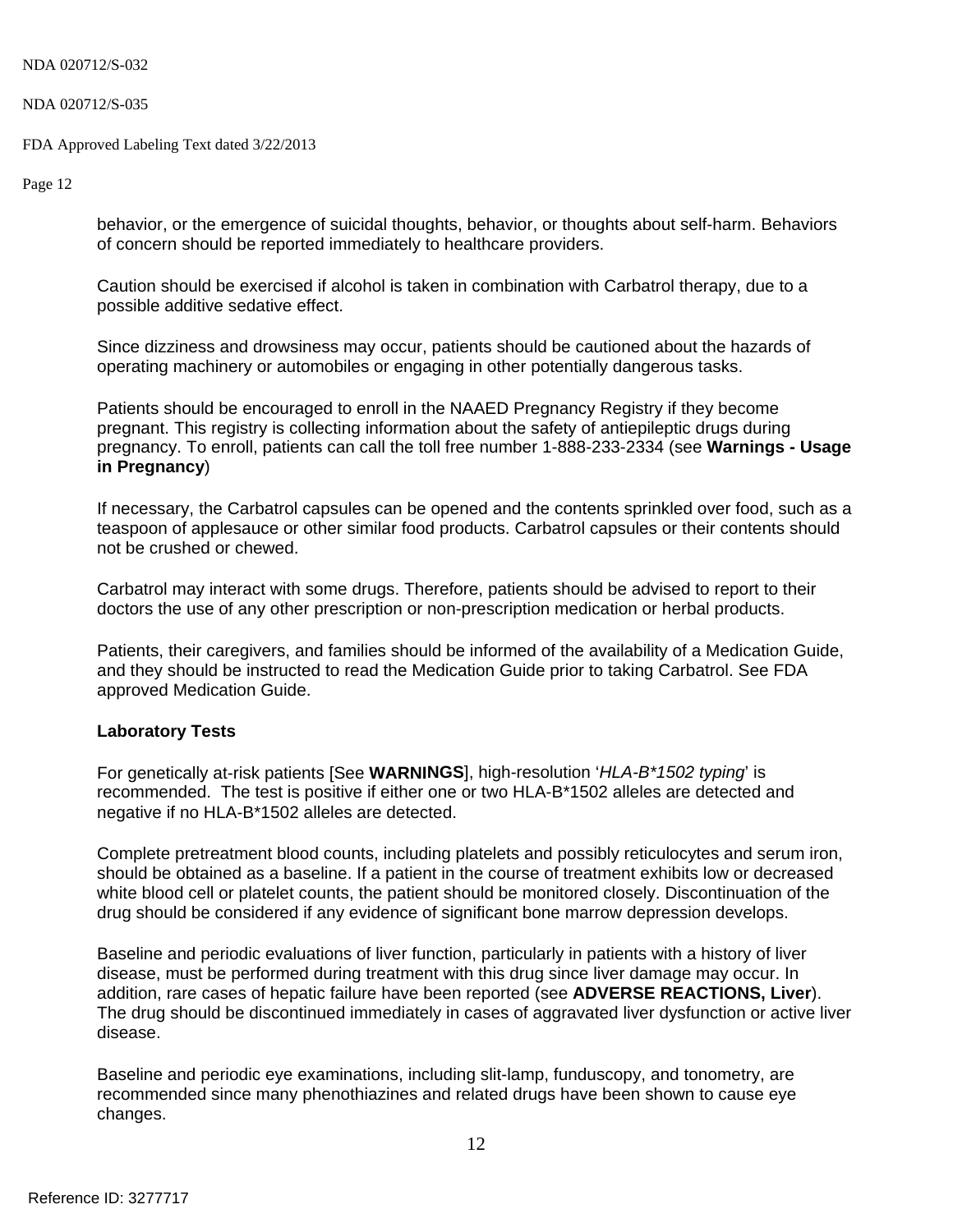behavior, or the emergence of suicidal thoughts, behavior, or thoughts about self-harm. Behaviors of concern should be reported immediately to healthcare providers.

Caution should be exercised if alcohol is taken in combination with Carbatrol therapy, due to a possible additive sedative effect.

Since dizziness and drowsiness may occur, patients should be cautioned about the hazards of operating machinery or automobiles or engaging in other potentially dangerous tasks.

Patients should be encouraged to enroll in the NAAED Pregnancy Registry if they become pregnant. This registry is collecting information about the safety of antiepileptic drugs during pregnancy. To enroll, patients can call the toll free number 1-888-233-2334 (see **Warnings - Usage in Pregnancy**)

If necessary, the Carbatrol capsules can be opened and the contents sprinkled over food, such as a teaspoon of applesauce or other similar food products. Carbatrol capsules or their contents should not be crushed or chewed.

Carbatrol may interact with some drugs. Therefore, patients should be advised to report to their doctors the use of any other prescription or non-prescription medication or herbal products.

Patients, their caregivers, and families should be informed of the availability of a Medication Guide, and they should be instructed to read the Medication Guide prior to taking Carbatrol. See FDA approved Medication Guide.

**Laboratory Tests**

For genetically at-risk patients [See **WARNINGS**], high-resolution '*HLA-B*1502 typing*' is recommended. The test is positive if either one or two HLA-B*1502 alleles are detected and negative if no HLA-B*1502 alleles are detected.

Complete pretreatment blood counts, including platelets and possibly reticulocytes and serum iron, should be obtained as a baseline. If a patient in the course of treatment exhibits low or decreased white blood cell or platelet counts, the patient should be monitored closely. Discontinuation of the drug should be considered if any evidence of significant bone marrow depression develops.

Baseline and periodic evaluations of liver function, particularly in patients with a history of liver disease, must be performed during treatment with this drug since liver damage may occur. In addition, rare cases of hepatic failure have been reported (see **ADVERSE REACTIONS, Liver**). The drug should be discontinued immediately in cases of aggravated liver dysfunction or active liver disease.

Baseline and periodic eye examinations, including slit-lamp, funduscopy, and tonometry, are recommended since many phenothiazines and related drugs have been shown to cause eye changes.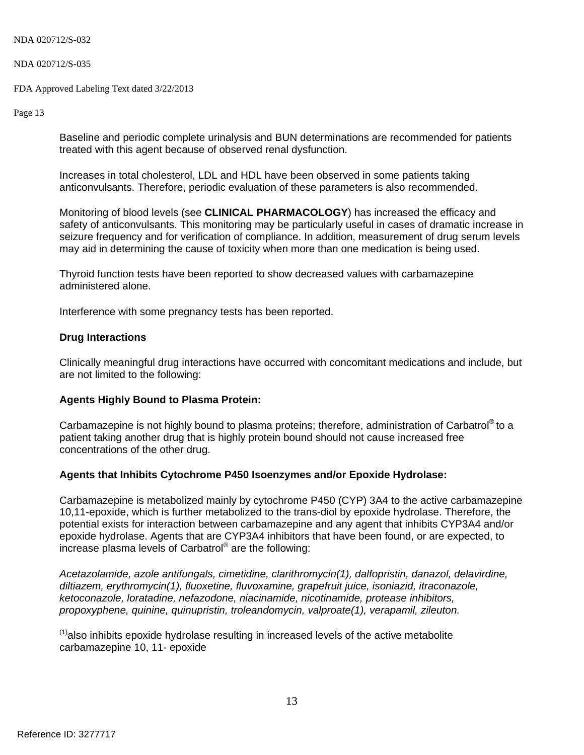Baseline and periodic complete urinalysis and BUN determinations are recommended for patients treated with this agent because of observed renal dysfunction.

Increases in total cholesterol, LDL and HDL have been observed in some patients taking anticonvulsants. Therefore, periodic evaluation of these parameters is also recommended.

Monitoring of blood levels (see **CLINICAL PHARMACOLOGY**) has increased the efficacy and safety of anticonvulsants. This monitoring may be particularly useful in cases of dramatic increase in seizure frequency and for verification of compliance. In addition, measurement of drug serum levels may aid in determining the cause of toxicity when more than one medication is being used.

Thyroid function tests have been reported to show decreased values with carbamazepine administered alone.

Interference with some pregnancy tests has been reported.

**Drug Interactions**

Clinically meaningful drug interactions have occurred with concomitant medications and include, but are not limited to the following:

**Agents Highly Bound to Plasma Protein:**

Carbamazepine is not highly bound to plasma proteins; therefore, administration of Carbatrol® to a patient taking another drug that is highly protein bound should not cause increased free concentrations of the other drug.

**Agents that Inhibits Cytochrome P450 Isoenzymes and/or Epoxide Hydrolase:**

Carbamazepine is metabolized mainly by cytochrome P450 (CYP) 3A4 to the active carbamazepine 10,11-epoxide, which is further metabolized to the trans-diol by epoxide hydrolase. Therefore, the potential exists for interaction between carbamazepine and any agent that inhibits CYP3A4 and/or epoxide hydrolase. Agents that are CYP3A4 inhibitors that have been found, or are expected, to increase plasma levels of Carbatrol® are the following:

*Acetazolamide, azole antifungals, cimetidine, clarithromycin(1), dalfopristin, danazol, delavirdine, diltiazem, erythromycin(1), fluoxetine, fluvoxamine, grapefruit juice, isoniazid, itraconazole, ketoconazole, loratadine, nefazodone, niacinamide, nicotinamide, protease inhibitors, propoxyphene, quinine, quinupristin, troleandomycin, valproate(1), verapamil, zileuton.*

(1)also inhibits epoxide hydrolase resulting in increased levels of the active metabolite carbamazepine 10, 11- epoxide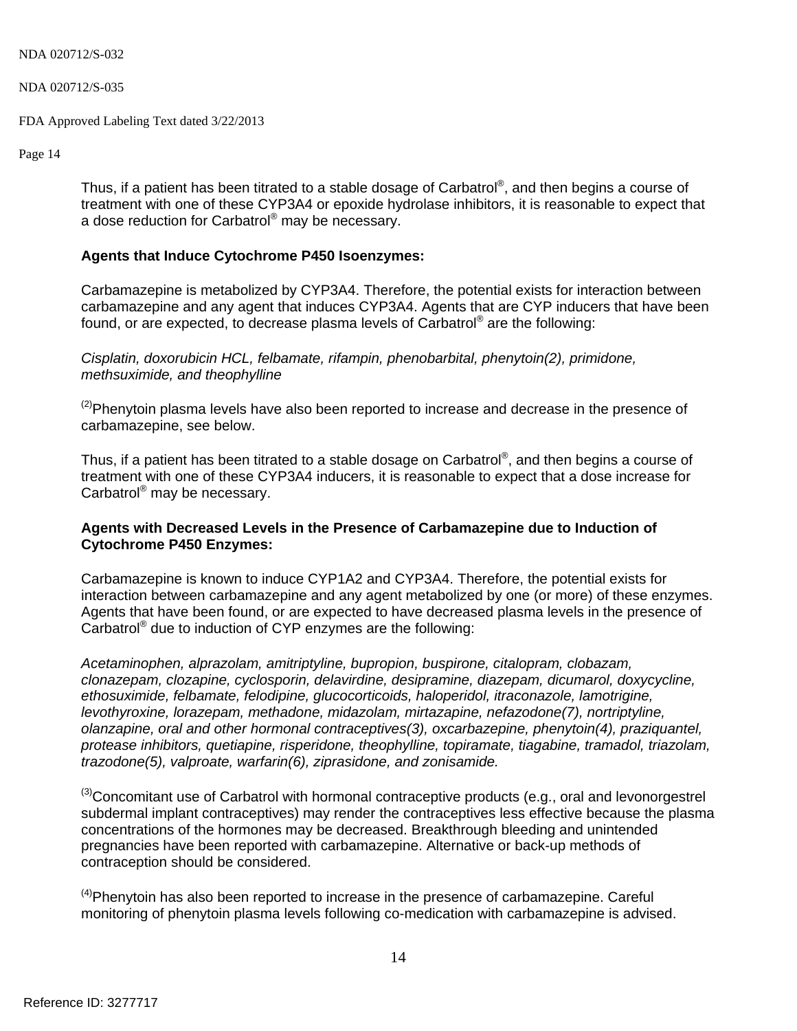Thus, if a patient has been titrated to a stable dosage of Carbatrol®, and then begins a course of treatment with one of these CYP3A4 or epoxide hydrolase inhibitors, it is reasonable to expect that a dose reduction for Carbatrol® may be necessary.

**Agents that Induce Cytochrome P450 Isoenzymes:**

Carbamazepine is metabolized by CYP3A4. Therefore, the potential exists for interaction between carbamazepine and any agent that induces CYP3A4. Agents that are CYP inducers that have been found, or are expected, to decrease plasma levels of Carbatrol® are the following:

*Cisplatin, doxorubicin HCL, felbamate, rifampin, phenobarbital, phenytoin(2), primidone, methsuximide, and theophylline*

[(2)]Phenytoin plasma levels have also been reported to increase and decrease in the presence of carbamazepine, see below.

Thus, if a patient has been titrated to a stable dosage on Carbatrol®, and then begins a course of treatment with one of these CYP3A4 inducers, it is reasonable to expect that a dose increase for Carbatrol® may be necessary.

**Agents with Decreased Levels in the Presence of Carbamazepine due to Induction of Cytochrome P450 Enzymes:**

Carbamazepine is known to induce CYP1A2 and CYP3A4. Therefore, the potential exists for interaction between carbamazepine and any agent metabolized by one (or more) of these enzymes. Agents that have been found, or are expected to have decreased plasma levels in the presence of Carbatrol® due to induction of CYP enzymes are the following:

*Acetaminophen, alprazolam, amitriptyline, bupropion, buspirone, citalopram, clobazam, clonazepam, clozapine, cyclosporin, delavirdine, desipramine, diazepam, dicumarol, doxycycline, ethosuximide, felbamate, felodipine, glucocorticoids, haloperidol, itraconazole, lamotrigine, levothyroxine, lorazepam, methadone, midazolam, mirtazapine, nefazodone(7), nortriptyline, olanzapine, oral and other hormonal contraceptives(3), oxcarbazepine, phenytoin(4), praziquantel, protease inhibitors, quetiapine, risperidone, theophylline, topiramate, tiagabine, tramadol, triazolam, trazodone(5), valproate, warfarin(6), ziprasidone, and zonisamide.*

[(3)]Concomitant use of Carbatrol with hormonal contraceptive products (e.g., oral and levonorgestrel subdermal implant contraceptives) may render the contraceptives less effective because the plasma concentrations of the hormones may be decreased. Breakthrough bleeding and unintended pregnancies have been reported with carbamazepine. Alternative or back-up methods of contraception should be considered.

[(4)]Phenytoin has also been reported to increase in the presence of carbamazepine. Careful monitoring of phenytoin plasma levels following co-medication with carbamazepine is advised.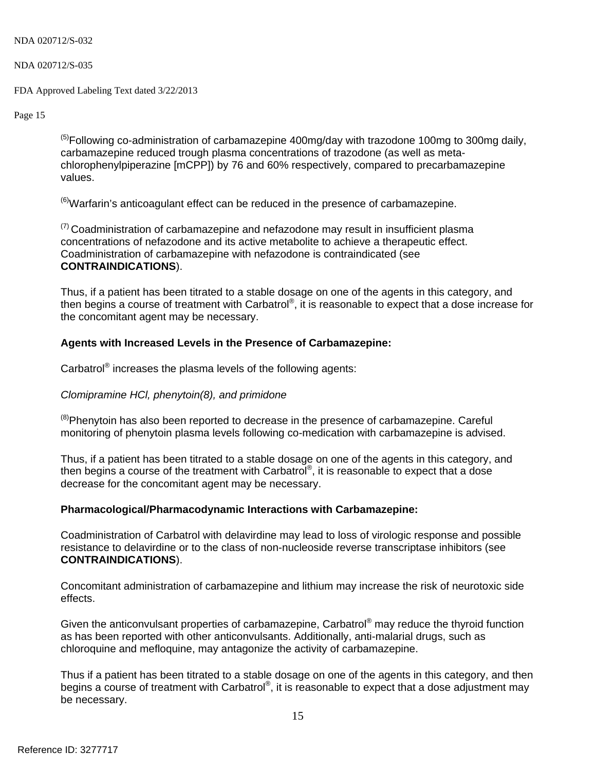[(5)]Following co-administration of carbamazepine 400mg/day with trazodone 100mg to 300mg daily, carbamazepine reduced trough plasma concentrations of trazodone (as well as meta-chlorophenylpiperazine [mCPP]) by 76 and 60% respectively, compared to precarbamazepine values.

[(6)]Warfarin's anticoagulant effect can be reduced in the presence of carbamazepine.

[(7)] Coadministration of carbamazepine and nefazodone may result in insufficient plasma concentrations of nefazodone and its active metabolite to achieve a therapeutic effect. Coadministration of carbamazepine with nefazodone is contraindicated (see **CONTRAINDICATIONS**).

Thus, if a patient has been titrated to a stable dosage on one of the agents in this category, and then begins a course of treatment with Carbatrol®, it is reasonable to expect that a dose increase for the concomitant agent may be necessary.

**Agents with Increased Levels in the Presence of Carbamazepine:**

Carbatrol® increases the plasma levels of the following agents:

*Clomipramine HCl, phenytoin(8), and primidone*

[(8)]Phenytoin has also been reported to decrease in the presence of carbamazepine. Careful monitoring of phenytoin plasma levels following co-medication with carbamazepine is advised.

Thus, if a patient has been titrated to a stable dosage on one of the agents in this category, and then begins a course of the treatment with Carbatrol®, it is reasonable to expect that a dose decrease for the concomitant agent may be necessary.

**Pharmacological/Pharmacodynamic Interactions with Carbamazepine:**

Coadministration of Carbatrol with delavirdine may lead to loss of virologic response and possible resistance to delavirdine or to the class of non-nucleoside reverse transcriptase inhibitors (see **CONTRAINDICATIONS**).

Concomitant administration of carbamazepine and lithium may increase the risk of neurotoxic side effects.

Given the anticonvulsant properties of carbamazepine, Carbatrol® may reduce the thyroid function as has been reported with other anticonvulsants. Additionally, anti-malarial drugs, such as chloroquine and mefloquine, may antagonize the activity of carbamazepine.

Thus if a patient has been titrated to a stable dosage on one of the agents in this category, and then begins a course of treatment with Carbatrol®, it is reasonable to expect that a dose adjustment may be necessary.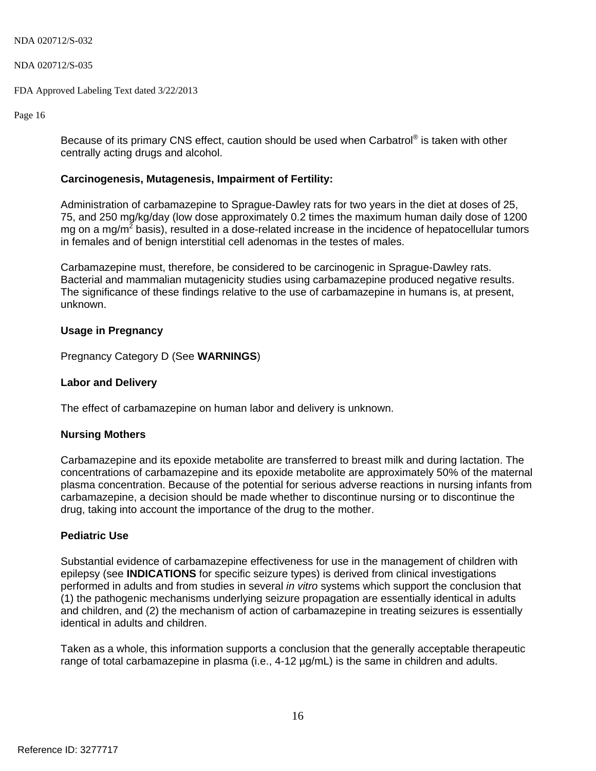Because of its primary CNS effect, caution should be used when Carbatrol® is taken with other centrally acting drugs and alcohol.

**Carcinogenesis, Mutagenesis, Impairment of Fertility:**

Administration of carbamazepine to Sprague-Dawley rats for two years in the diet at doses of 25, 75, and 250 mg/kg/day (low dose approximately 0.2 times the maximum human daily dose of 1200 mg on a mg/$m^2$ basis), resulted in a dose-related increase in the incidence of hepatocellular tumors in females and of benign interstitial cell adenomas in the testes of males.

Carbamazepine must, therefore, be considered to be carcinogenic in Sprague-Dawley rats. Bacterial and mammalian mutagenicity studies using carbamazepine produced negative results. The significance of these findings relative to the use of carbamazepine in humans is, at present, unknown.

**Usage in Pregnancy**

Pregnancy Category D (See **WARNINGS**)

**Labor and Delivery**

The effect of carbamazepine on human labor and delivery is unknown.

**Nursing Mothers**

Carbamazepine and its epoxide metabolite are transferred to breast milk and during lactation. The concentrations of carbamazepine and its epoxide metabolite are approximately 50% of the maternal plasma concentration. Because of the potential for serious adverse reactions in nursing infants from carbamazepine, a decision should be made whether to discontinue nursing or to discontinue the drug, taking into account the importance of the drug to the mother.

**Pediatric Use**

Substantial evidence of carbamazepine effectiveness for use in the management of children with epilepsy (see **INDICATIONS** for specific seizure types) is derived from clinical investigations performed in adults and from studies in several *in vitro* systems which support the conclusion that (1) the pathogenic mechanisms underlying seizure propagation are essentially identical in adults and children, and (2) the mechanism of action of carbamazepine in treating seizures is essentially identical in adults and children.

Taken as a whole, this information supports a conclusion that the generally acceptable therapeutic range of total carbamazepine in plasma (i.e., 4-12 µg/mL) is the same in children and adults.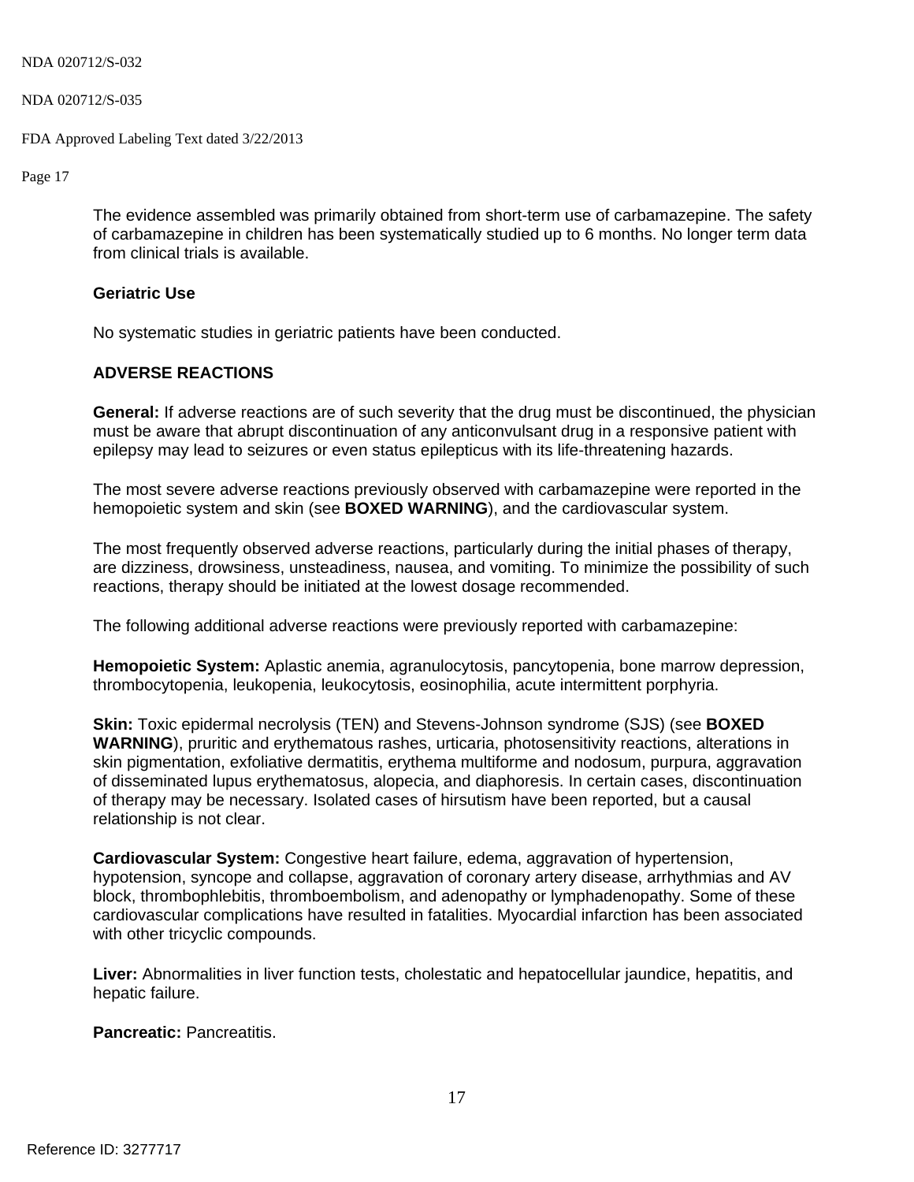The evidence assembled was primarily obtained from short-term use of carbamazepine. The safety of carbamazepine in children has been systematically studied up to 6 months. No longer term data from clinical trials is available.

**Geriatric Use**

No systematic studies in geriatric patients have been conducted.

## ADVERSE REACTIONS

**General:** If adverse reactions are of such severity that the drug must be discontinued, the physician must be aware that abrupt discontinuation of any anticonvulsant drug in a responsive patient with epilepsy may lead to seizures or even status epilepticus with its life-threatening hazards.

The most severe adverse reactions previously observed with carbamazepine were reported in the hemopoietic system and skin (see **BOXED WARNING**), and the cardiovascular system.

The most frequently observed adverse reactions, particularly during the initial phases of therapy, are dizziness, drowsiness, unsteadiness, nausea, and vomiting. To minimize the possibility of such reactions, therapy should be initiated at the lowest dosage recommended.

The following additional adverse reactions were previously reported with carbamazepine:

**Hemopoietic System:** Aplastic anemia, agranulocytosis, pancytopenia, bone marrow depression, thrombocytopenia, leukopenia, leukocytosis, eosinophilia, acute intermittent porphyria.

**Skin:** Toxic epidermal necrolysis (TEN) and Stevens-Johnson syndrome (SJS) (see **BOXED WARNING**), pruritic and erythematous rashes, urticaria, photosensitivity reactions, alterations in skin pigmentation, exfoliative dermatitis, erythema multiforme and nodosum, purpura, aggravation of disseminated lupus erythematosus, alopecia, and diaphoresis. In certain cases, discontinuation of therapy may be necessary. Isolated cases of hirsutism have been reported, but a causal relationship is not clear.

**Cardiovascular System:** Congestive heart failure, edema, aggravation of hypertension, hypotension, syncope and collapse, aggravation of coronary artery disease, arrhythmias and AV block, thrombophlebitis, thromboembolism, and adenopathy or lymphadenopathy. Some of these cardiovascular complications have resulted in fatalities. Myocardial infarction has been associated with other tricyclic compounds.

**Liver:** Abnormalities in liver function tests, cholestatic and hepatocellular jaundice, hepatitis, and hepatic failure.

**Pancreatic:** Pancreatitis.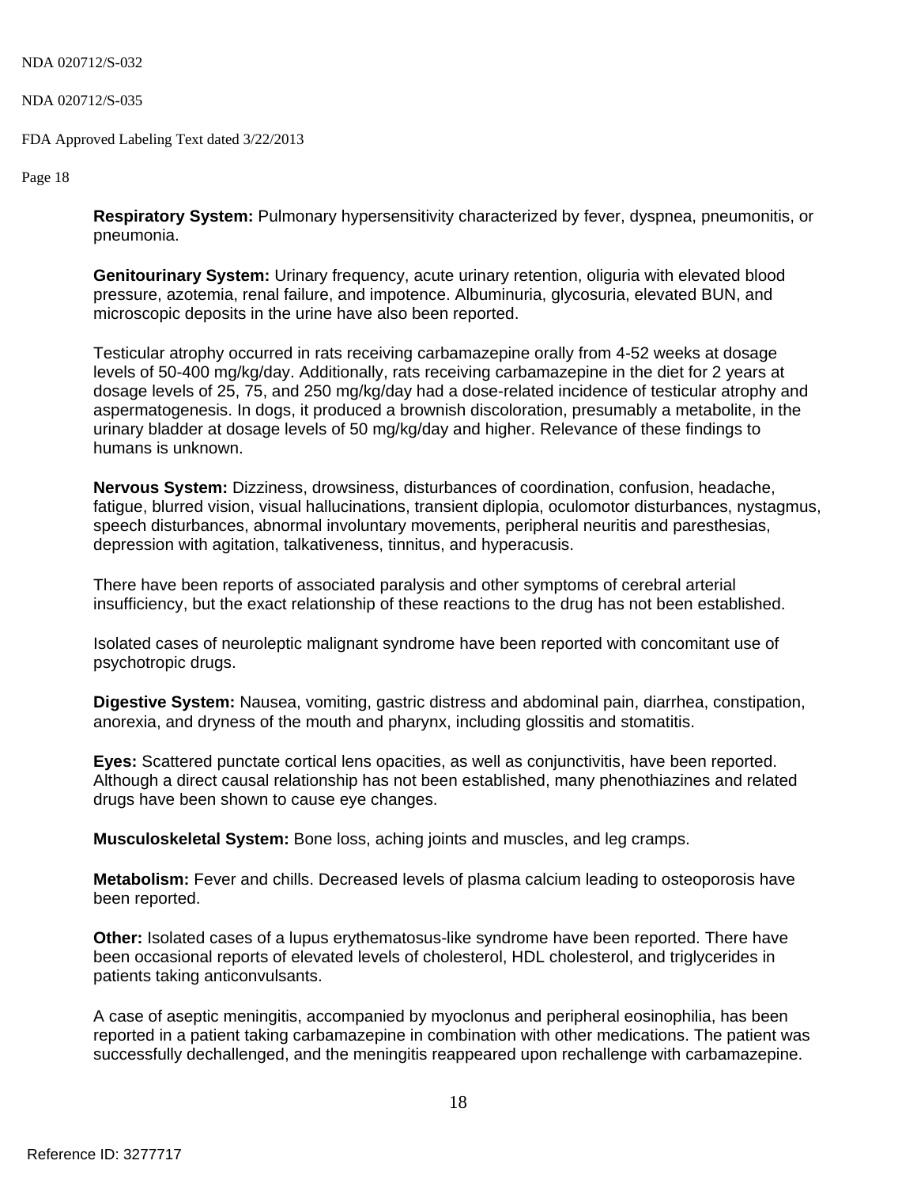**Respiratory System:** Pulmonary hypersensitivity characterized by fever, dyspnea, pneumonitis, or pneumonia.

**Genitourinary System:** Urinary frequency, acute urinary retention, oliguria with elevated blood pressure, azotemia, renal failure, and impotence. Albuminuria, glycosuria, elevated BUN, and microscopic deposits in the urine have also been reported.

Testicular atrophy occurred in rats receiving carbamazepine orally from 4-52 weeks at dosage levels of 50-400 mg/kg/day. Additionally, rats receiving carbamazepine in the diet for 2 years at dosage levels of 25, 75, and 250 mg/kg/day had a dose-related incidence of testicular atrophy and aspermatogenesis. In dogs, it produced a brownish discoloration, presumably a metabolite, in the urinary bladder at dosage levels of 50 mg/kg/day and higher. Relevance of these findings to humans is unknown.

**Nervous System:** Dizziness, drowsiness, disturbances of coordination, confusion, headache, fatigue, blurred vision, visual hallucinations, transient diplopia, oculomotor disturbances, nystagmus, speech disturbances, abnormal involuntary movements, peripheral neuritis and paresthesias, depression with agitation, talkativeness, tinnitus, and hyperacusis.

There have been reports of associated paralysis and other symptoms of cerebral arterial insufficiency, but the exact relationship of these reactions to the drug has not been established.

Isolated cases of neuroleptic malignant syndrome have been reported with concomitant use of psychotropic drugs.

**Digestive System:** Nausea, vomiting, gastric distress and abdominal pain, diarrhea, constipation, anorexia, and dryness of the mouth and pharynx, including glossitis and stomatitis.

**Eyes:** Scattered punctate cortical lens opacities, as well as conjunctivitis, have been reported. Although a direct causal relationship has not been established, many phenothiazines and related drugs have been shown to cause eye changes.

**Musculoskeletal System:** Bone loss, aching joints and muscles, and leg cramps.

**Metabolism:** Fever and chills. Decreased levels of plasma calcium leading to osteoporosis have been reported.

**Other:** Isolated cases of a lupus erythematosus-like syndrome have been reported. There have been occasional reports of elevated levels of cholesterol, HDL cholesterol, and triglycerides in patients taking anticonvulsants.

A case of aseptic meningitis, accompanied by myoclonus and peripheral eosinophilia, has been reported in a patient taking carbamazepine in combination with other medications. The patient was successfully dechallenged, and the meningitis reappeared upon rechallenge with carbamazepine.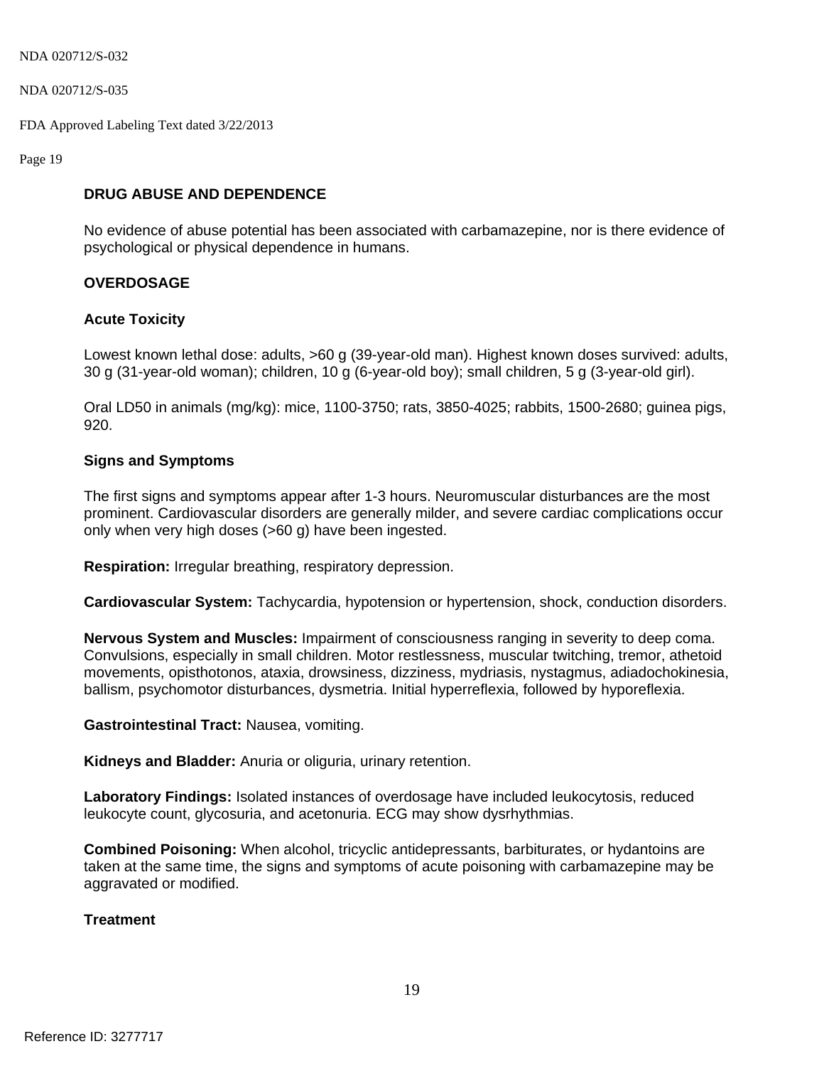## DRUG ABUSE AND DEPENDENCE

No evidence of abuse potential has been associated with carbamazepine, nor is there evidence of psychological or physical dependence in humans.

## OVERDOSAGE

### Acute Toxicity

Lowest known lethal dose: adults, >60 g (39-year-old man). Highest known doses survived: adults, 30 g (31-year-old woman); children, 10 g (6-year-old boy); small children, 5 g (3-year-old girl).

Oral LD50 in animals (mg/kg): mice, 1100-3750; rats, 3850-4025; rabbits, 1500-2680; guinea pigs, 920.

### Signs and Symptoms

The first signs and symptoms appear after 1-3 hours. Neuromuscular disturbances are the most prominent. Cardiovascular disorders are generally milder, and severe cardiac complications occur only when very high doses (>60 g) have been ingested.

**Respiration:** Irregular breathing, respiratory depression.

**Cardiovascular System:** Tachycardia, hypotension or hypertension, shock, conduction disorders.

**Nervous System and Muscles:** Impairment of consciousness ranging in severity to deep coma. Convulsions, especially in small children. Motor restlessness, muscular twitching, tremor, athetoid movements, opisthotonos, ataxia, drowsiness, dizziness, mydriasis, nystagmus, adiadochokinesia, ballism, psychomotor disturbances, dysmetria. Initial hyperreflexia, followed by hyporeflexia.

**Gastrointestinal Tract:** Nausea, vomiting.

**Kidneys and Bladder:** Anuria or oliguria, urinary retention.

**Laboratory Findings:** Isolated instances of overdosage have included leukocytosis, reduced leukocyte count, glycosuria, and acetonuria. ECG may show dysrhythmias.

**Combined Poisoning:** When alcohol, tricyclic antidepressants, barbiturates, or hydantoins are taken at the same time, the signs and symptoms of acute poisoning with carbamazepine may be aggravated or modified.

### Treatment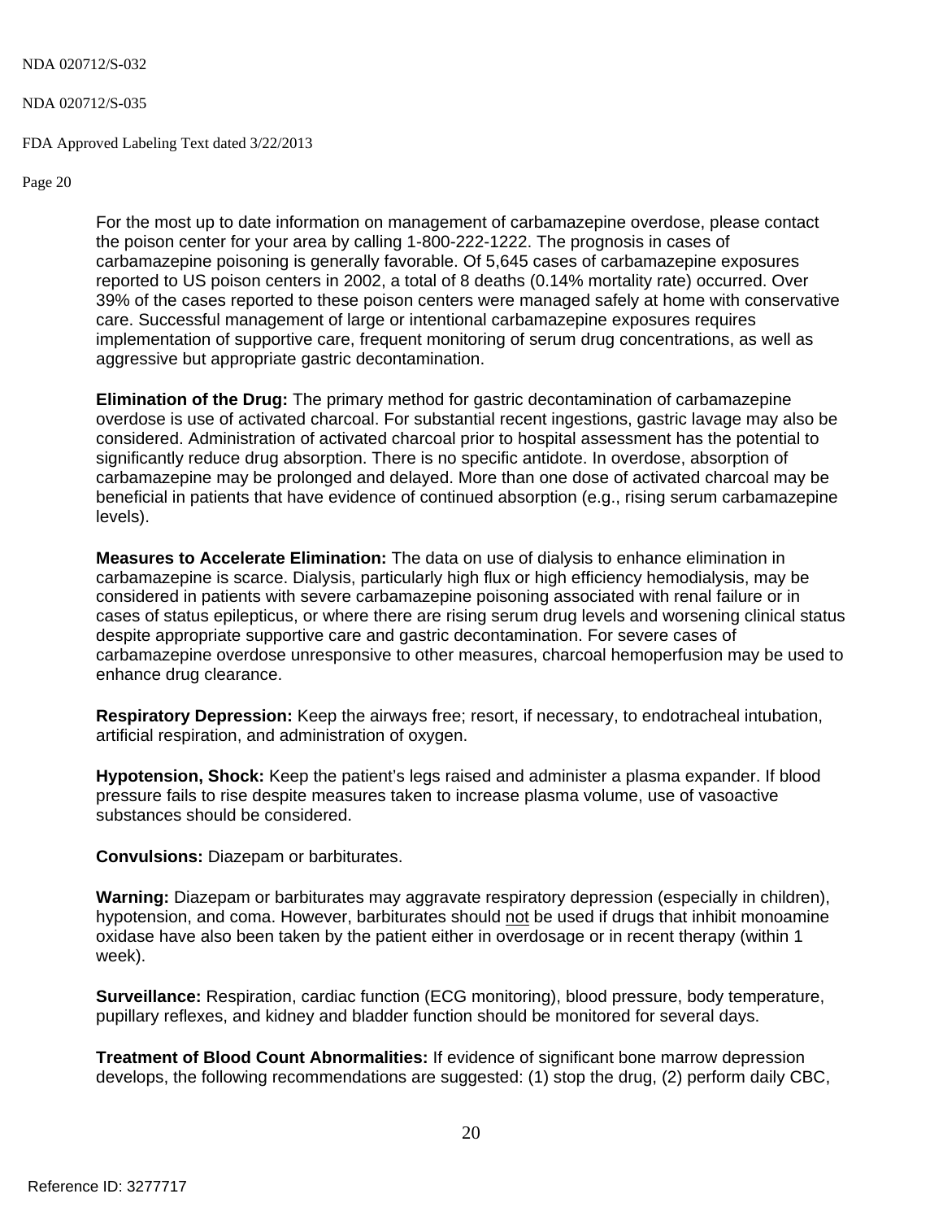For the most up to date information on management of carbamazepine overdose, please contact the poison center for your area by calling 1-800-222-1222. The prognosis in cases of carbamazepine poisoning is generally favorable. Of 5,645 cases of carbamazepine exposures reported to US poison centers in 2002, a total of 8 deaths (0.14% mortality rate) occurred. Over 39% of the cases reported to these poison centers were managed safely at home with conservative care. Successful management of large or intentional carbamazepine exposures requires implementation of supportive care, frequent monitoring of serum drug concentrations, as well as aggressive but appropriate gastric decontamination.

**Elimination of the Drug:** The primary method for gastric decontamination of carbamazepine overdose is use of activated charcoal. For substantial recent ingestions, gastric lavage may also be considered. Administration of activated charcoal prior to hospital assessment has the potential to significantly reduce drug absorption. There is no specific antidote. In overdose, absorption of carbamazepine may be prolonged and delayed. More than one dose of activated charcoal may be beneficial in patients that have evidence of continued absorption (e.g., rising serum carbamazepine levels).

**Measures to Accelerate Elimination:** The data on use of dialysis to enhance elimination in carbamazepine is scarce. Dialysis, particularly high flux or high efficiency hemodialysis, may be considered in patients with severe carbamazepine poisoning associated with renal failure or in cases of status epilepticus, or where there are rising serum drug levels and worsening clinical status despite appropriate supportive care and gastric decontamination. For severe cases of carbamazepine overdose unresponsive to other measures, charcoal hemoperfusion may be used to enhance drug clearance.

**Respiratory Depression:** Keep the airways free; resort, if necessary, to endotracheal intubation, artificial respiration, and administration of oxygen.

**Hypotension, Shock:** Keep the patient's legs raised and administer a plasma expander. If blood pressure fails to rise despite measures taken to increase plasma volume, use of vasoactive substances should be considered.

**Convulsions:** Diazepam or barbiturates.

**Warning:** Diazepam or barbiturates may aggravate respiratory depression (especially in children), hypotension, and coma. However, barbiturates should not be used if drugs that inhibit monoamine oxidase have also been taken by the patient either in overdosage or in recent therapy (within 1 week).

**Surveillance:** Respiration, cardiac function (ECG monitoring), blood pressure, body temperature, pupillary reflexes, and kidney and bladder function should be monitored for several days.

**Treatment of Blood Count Abnormalities:** If evidence of significant bone marrow depression develops, the following recommendations are suggested: (1) stop the drug, (2) perform daily CBC,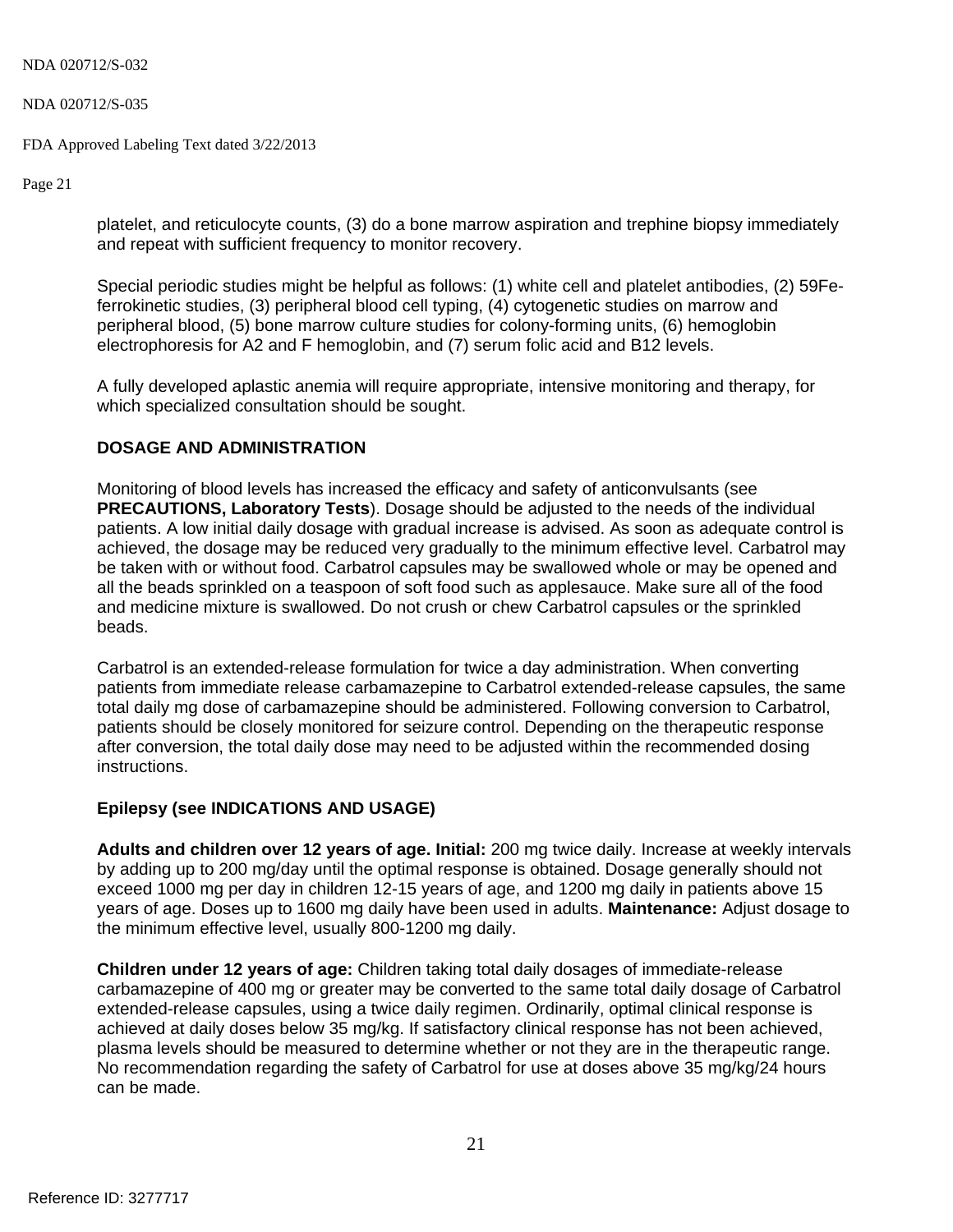platelet, and reticulocyte counts, (3) do a bone marrow aspiration and trephine biopsy immediately and repeat with sufficient frequency to monitor recovery.

Special periodic studies might be helpful as follows: (1) white cell and platelet antibodies, (2) 59Fe-ferrokinetic studies, (3) peripheral blood cell typing, (4) cytogenetic studies on marrow and peripheral blood, (5) bone marrow culture studies for colony-forming units, (6) hemoglobin electrophoresis for A2 and F hemoglobin, and (7) serum folic acid and B12 levels.

A fully developed aplastic anemia will require appropriate, intensive monitoring and therapy, for which specialized consultation should be sought.

## DOSAGE AND ADMINISTRATION

Monitoring of blood levels has increased the efficacy and safety of anticonvulsants (see **PRECAUTIONS, Laboratory Tests**). Dosage should be adjusted to the needs of the individual patients. A low initial daily dosage with gradual increase is advised. As soon as adequate control is achieved, the dosage may be reduced very gradually to the minimum effective level. Carbatrol may be taken with or without food. Carbatrol capsules may be swallowed whole or may be opened and all the beads sprinkled on a teaspoon of soft food such as applesauce. Make sure all of the food and medicine mixture is swallowed. Do not crush or chew Carbatrol capsules or the sprinkled beads.

Carbatrol is an extended-release formulation for twice a day administration. When converting patients from immediate release carbamazepine to Carbatrol extended-release capsules, the same total daily mg dose of carbamazepine should be administered. Following conversion to Carbatrol, patients should be closely monitored for seizure control. Depending on the therapeutic response after conversion, the total daily dose may need to be adjusted within the recommended dosing instructions.

### Epilepsy (see INDICATIONS AND USAGE)

**Adults and children over 12 years of age. Initial:** 200 mg twice daily. Increase at weekly intervals by adding up to 200 mg/day until the optimal response is obtained. Dosage generally should not exceed 1000 mg per day in children 12-15 years of age, and 1200 mg daily in patients above 15 years of age. Doses up to 1600 mg daily have been used in adults. **Maintenance:** Adjust dosage to the minimum effective level, usually 800-1200 mg daily.

**Children under 12 years of age:** Children taking total daily dosages of immediate-release carbamazepine of 400 mg or greater may be converted to the same total daily dosage of Carbatrol extended-release capsules, using a twice daily regimen. Ordinarily, optimal clinical response is achieved at daily doses below 35 mg/kg. If satisfactory clinical response has not been achieved, plasma levels should be measured to determine whether or not they are in the therapeutic range. No recommendation regarding the safety of Carbatrol for use at doses above 35 mg/kg/24 hours can be made.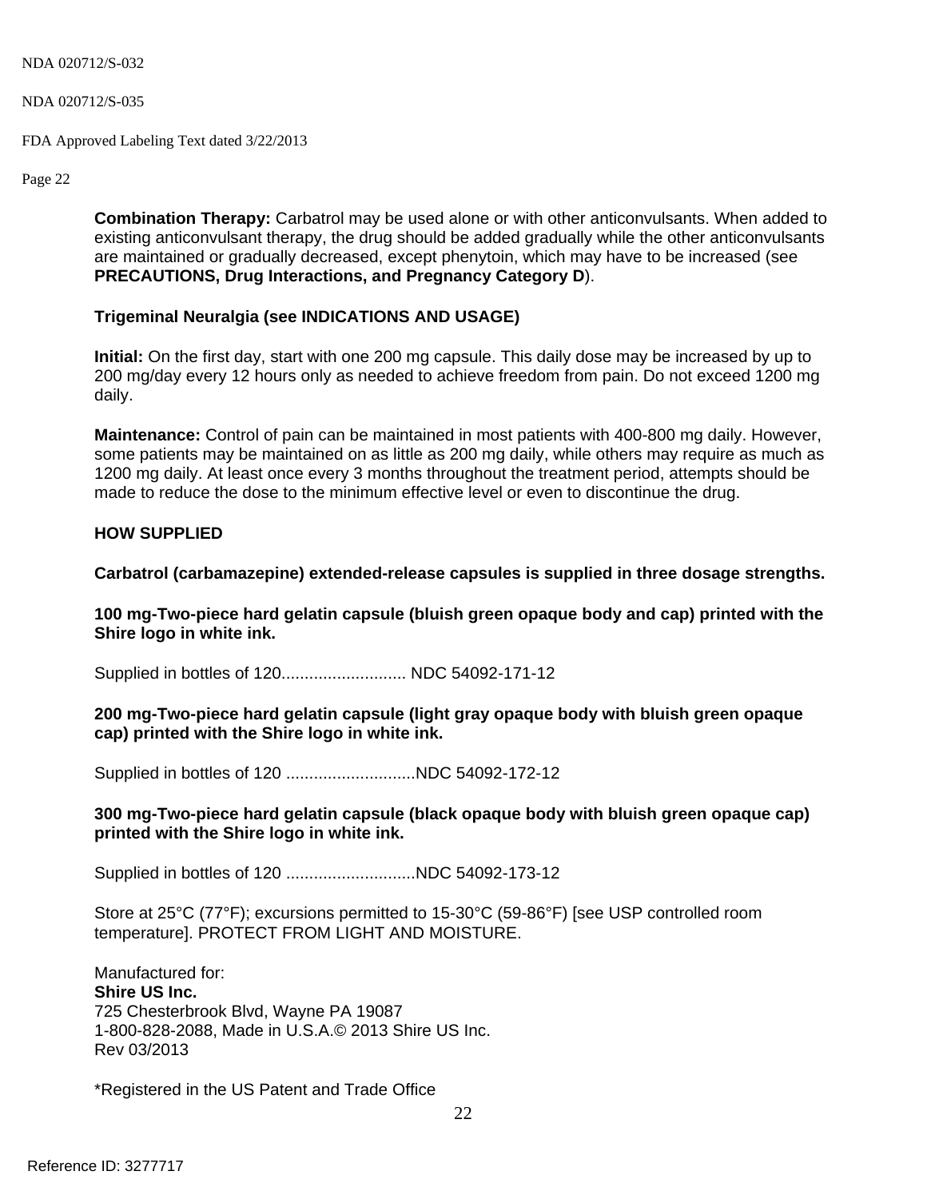**Combination Therapy:** Carbatrol may be used alone or with other anticonvulsants. When added to existing anticonvulsant therapy, the drug should be added gradually while the other anticonvulsants are maintained or gradually decreased, except phenytoin, which may have to be increased (see **PRECAUTIONS, Drug Interactions, and Pregnancy Category D**).

**Trigeminal Neuralgia (see INDICATIONS AND USAGE)**

**Initial:** On the first day, start with one 200 mg capsule. This daily dose may be increased by up to 200 mg/day every 12 hours only as needed to achieve freedom from pain. Do not exceed 1200 mg daily.

**Maintenance:** Control of pain can be maintained in most patients with 400-800 mg daily. However, some patients may be maintained on as little as 200 mg daily, while others may require as much as 1200 mg daily. At least once every 3 months throughout the treatment period, attempts should be made to reduce the dose to the minimum effective level or even to discontinue the drug.

## HOW SUPPLIED

**Carbatrol (carbamazepine) extended-release capsules is supplied in three dosage strengths.**

**100 mg-Two-piece hard gelatin capsule (bluish green opaque body and cap) printed with the Shire logo in white ink.**

Supplied in bottles of 120........................... NDC 54092-171-12

**200 mg-Two-piece hard gelatin capsule (light gray opaque body with bluish green opaque cap) printed with the Shire logo in white ink.**

Supplied in bottles of 120 ............................NDC 54092-172-12

**300 mg-Two-piece hard gelatin capsule (black opaque body with bluish green opaque cap) printed with the Shire logo in white ink.**

Supplied in bottles of 120 ............................NDC 54092-173-12

Store at 25°C (77°F); excursions permitted to 15-30°C (59-86°F) [see USP controlled room temperature]. PROTECT FROM LIGHT AND MOISTURE.

Manufactured for:
**Shire US Inc.**
725 Chesterbrook Blvd, Wayne PA 19087
1-800-828-2088, Made in U.S.A.© 2013 Shire US Inc.
Rev 03/2013

*Registered in the US Patent and Trade Office